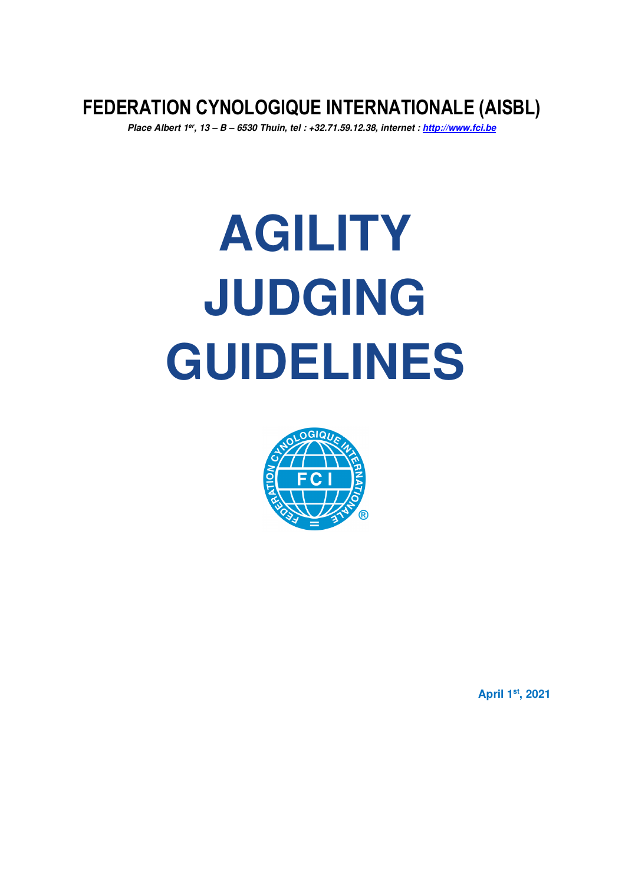# FEDERATION CYNOLOGIQUE INTERNATIONALE (AISBL)

*Place Albert 1er, 13 – B – 6530 Thuin, tel : +32.71.59.12.38, internet : http://www.fci.be*

# AGILITY JUDGING GUIDELINES

April 1st, 2021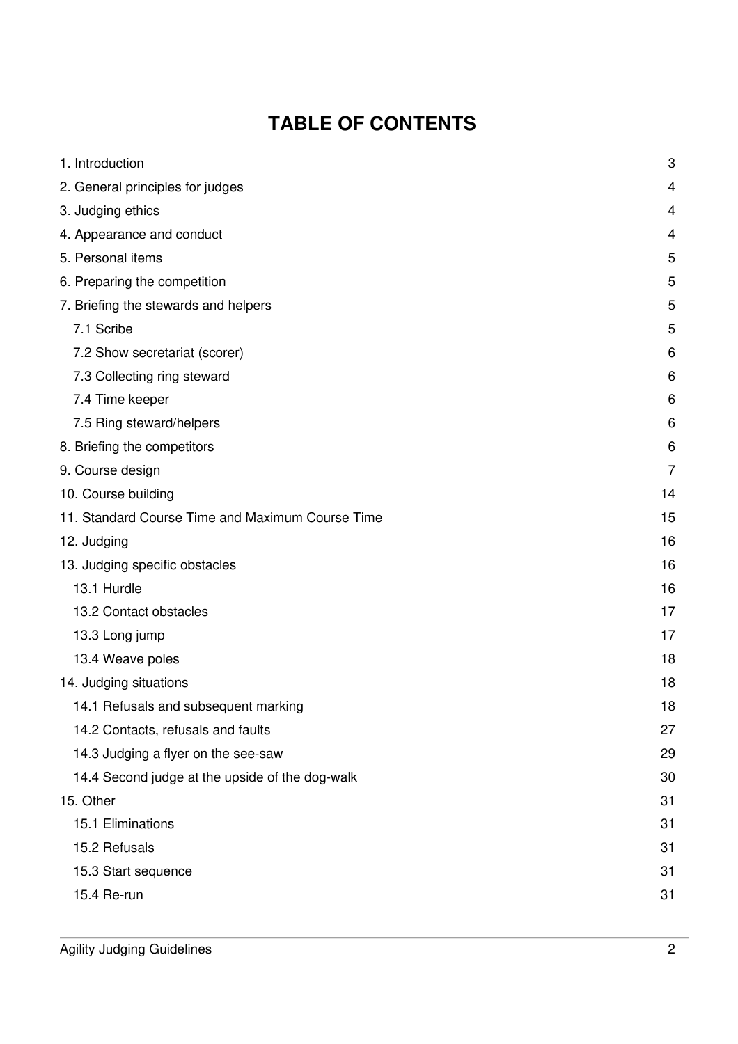# TABLE OF CONTENTS

| | |
|---|---|
| 1. Introduction | 3 |
| 2. General principles for judges | 4 |
| 3. Judging ethics | 4 |
| 4. Appearance and conduct | 4 |
| 5. Personal items | 5 |
| 6. Preparing the competition | 5 |
| 7. Briefing the stewards and helpers | 5 |
| 7.1 Scribe | 5 |
| 7.2 Show secretariat (scorer) | 6 |
| 7.3 Collecting ring steward | 6 |
| 7.4 Time keeper | 6 |
| 7.5 Ring steward/helpers | 6 |
| 8. Briefing the competitors | 6 |
| 9. Course design | 7 |
| 10. Course building | 14 |
| 11. Standard Course Time and Maximum Course Time | 15 |
| 12. Judging | 16 |
| 13. Judging specific obstacles | 16 |
| 13.1 Hurdle | 16 |
| 13.2 Contact obstacles | 17 |
| 13.3 Long jump | 17 |
| 13.4 Weave poles | 18 |
| 14. Judging situations | 18 |
| 14.1 Refusals and subsequent marking | 18 |
| 14.2 Contacts, refusals and faults | 27 |
| 14.3 Judging a flyer on the see-saw | 29 |
| 14.4 Second judge at the upside of the dog-walk | 30 |
| 15. Other | 31 |
| 15.1 Eliminations | 31 |
| 15.2 Refusals | 31 |
| 15.3 Start sequence | 31 |
| 15.4 Re-run | 31 |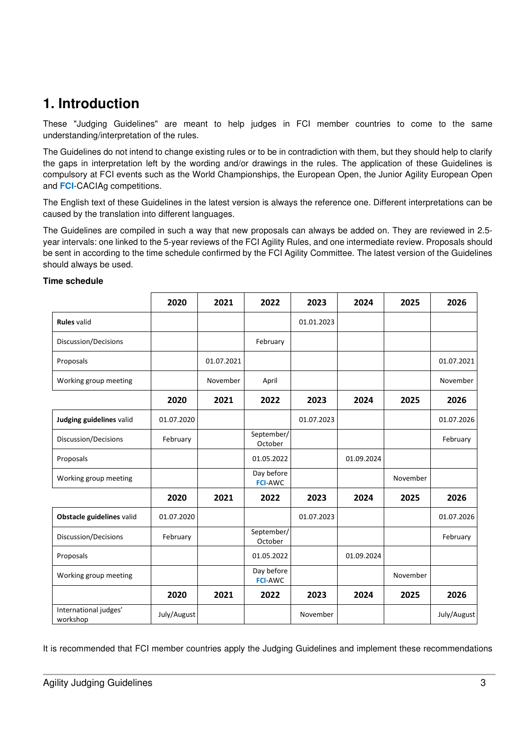# 1. Introduction

These "Judging Guidelines" are meant to help judges in FCI member countries to come to the same understanding/interpretation of the rules.

The Guidelines do not intend to change existing rules or to be in contradiction with them, but they should help to clarify the gaps in interpretation left by the wording and/or drawings in the rules. The application of these Guidelines is compulsory at FCI events such as the World Championships, the European Open, the Junior Agility European Open and **FCI**-CACIAg competitions.

The English text of these Guidelines in the latest version is always the reference one. Different interpretations can be caused by the translation into different languages.

The Guidelines are compiled in such a way that new proposals can always be added on. They are reviewed in 2.5-year intervals: one linked to the 5-year reviews of the FCI Agility Rules, and one intermediate review. Proposals should be sent in according to the time schedule confirmed by the FCI Agility Committee. The latest version of the Guidelines should always be used.

**Time schedule**

| | **2020** | **2021** | **2022** | **2023** | **2024** | **2025** | **2026** |
|---|---|---|---|---|---|---|---|
| **Rules** valid | | | | 01.01.2023 | | | |
| Discussion/Decisions | | | February | | | | |
| Proposals | | 01.07.2021 | | | | | 01.07.2021 |
| Working group meeting | | November | April | | | | November |
| | **2020** | **2021** | **2022** | **2023** | **2024** | **2025** | **2026** |
| **Judging guidelines** valid | 01.07.2020 | | | 01.07.2023 | | | 01.07.2026 |
| Discussion/Decisions | February | | September/ October | | | | February |
| Proposals | | | 01.05.2022 | | 01.09.2024 | | |
| Working group meeting | | | Day before **FCI**-AWC | | | November | |
| | **2020** | **2021** | **2022** | **2023** | **2024** | **2025** | **2026** |
| **Obstacle guidelines** valid | 01.07.2020 | | | 01.07.2023 | | | 01.07.2026 |
| Discussion/Decisions | February | | September/ October | | | | February |
| Proposals | | | 01.05.2022 | | 01.09.2024 | | |
| Working group meeting | | | Day before **FCI**-AWC | | | November | |
| | **2020** | **2021** | **2022** | **2023** | **2024** | **2025** | **2026** |
| International judges' workshop | July/August | | | November | | | July/August |

It is recommended that FCI member countries apply the Judging Guidelines and implement these recommendations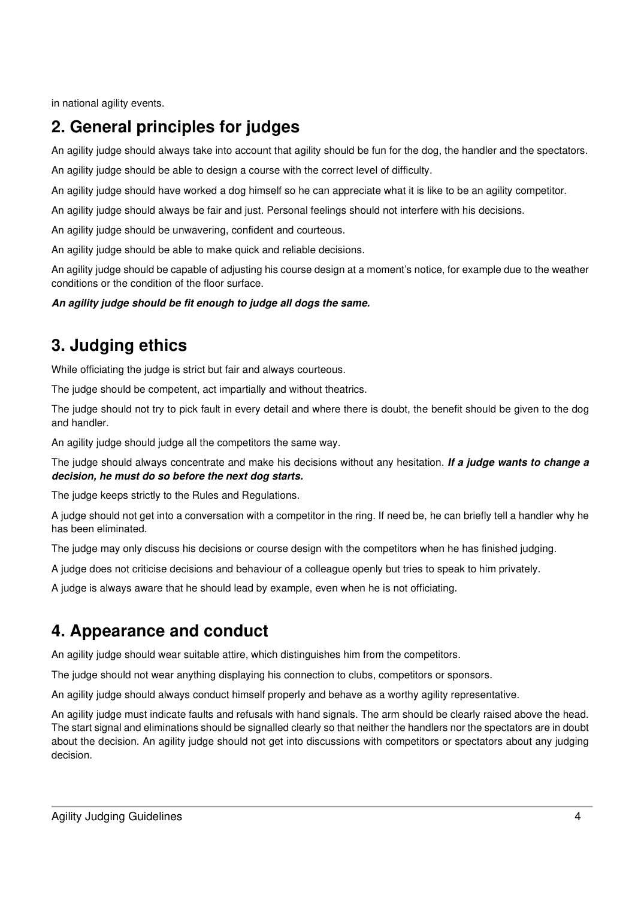in national agility events.

## 2. General principles for judges

An agility judge should always take into account that agility should be fun for the dog, the handler and the spectators.

An agility judge should be able to design a course with the correct level of difficulty.

An agility judge should have worked a dog himself so he can appreciate what it is like to be an agility competitor.

An agility judge should always be fair and just. Personal feelings should not interfere with his decisions.

An agility judge should be unwavering, confident and courteous.

An agility judge should be able to make quick and reliable decisions.

An agility judge should be capable of adjusting his course design at a moment's notice, for example due to the weather conditions or the condition of the floor surface.

***An agility judge should be fit enough to judge all dogs the same.***

## 3. Judging ethics

While officiating the judge is strict but fair and always courteous.

The judge should be competent, act impartially and without theatrics.

The judge should not try to pick fault in every detail and where there is doubt, the benefit should be given to the dog and handler.

An agility judge should judge all the competitors the same way.

The judge should always concentrate and make his decisions without any hesitation. ***If a judge wants to change a decision, he must do so before the next dog starts.***

The judge keeps strictly to the Rules and Regulations.

A judge should not get into a conversation with a competitor in the ring. If need be, he can briefly tell a handler why he has been eliminated.

The judge may only discuss his decisions or course design with the competitors when he has finished judging.

A judge does not criticise decisions and behaviour of a colleague openly but tries to speak to him privately.

A judge is always aware that he should lead by example, even when he is not officiating.

## 4. Appearance and conduct

An agility judge should wear suitable attire, which distinguishes him from the competitors.

The judge should not wear anything displaying his connection to clubs, competitors or sponsors.

An agility judge should always conduct himself properly and behave as a worthy agility representative.

An agility judge must indicate faults and refusals with hand signals. The arm should be clearly raised above the head. The start signal and eliminations should be signalled clearly so that neither the handlers nor the spectators are in doubt about the decision. An agility judge should not get into discussions with competitors or spectators about any judging decision.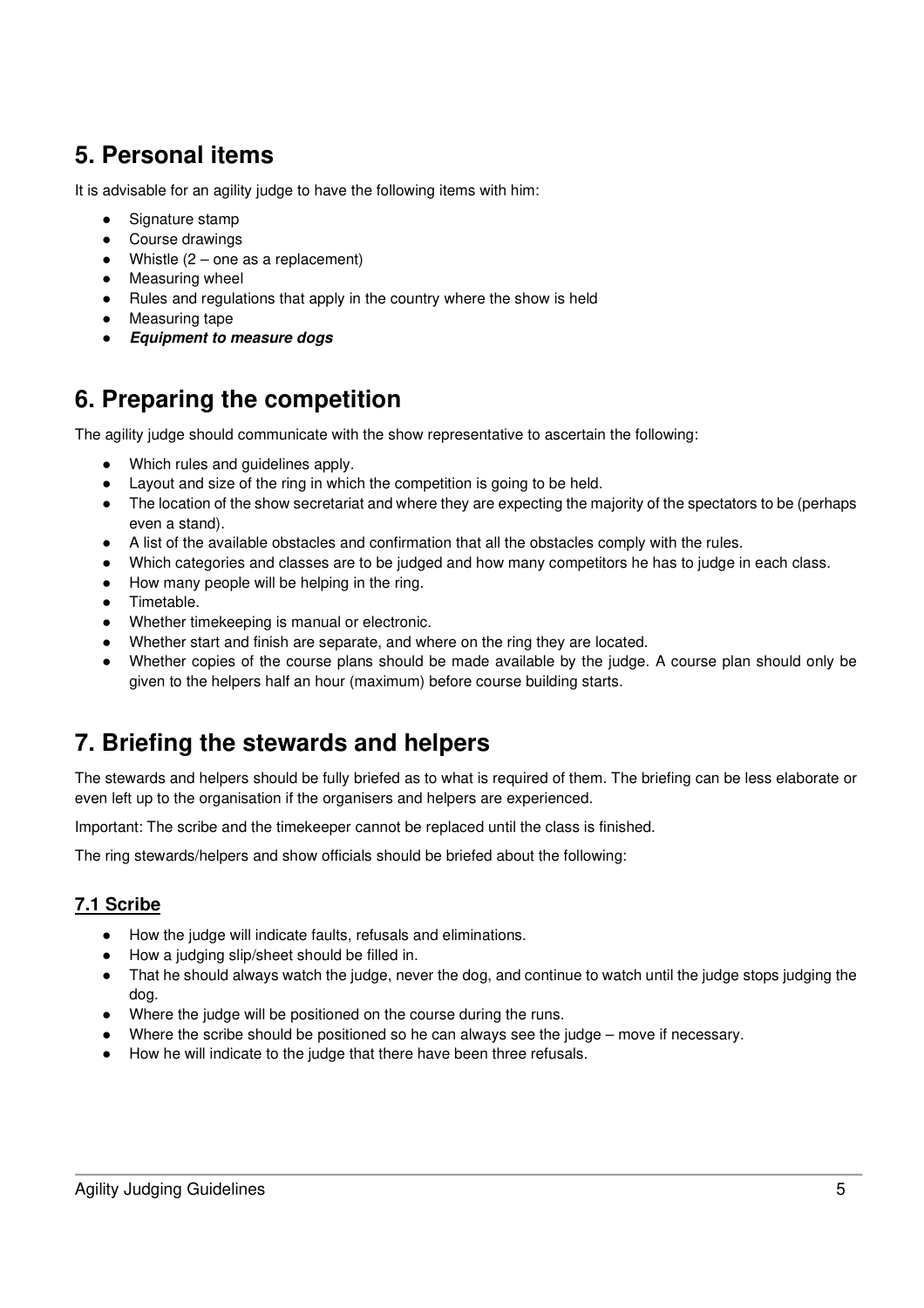## 5. Personal items

It is advisable for an agility judge to have the following items with him:

- Signature stamp
- Course drawings
- Whistle (2 – one as a replacement)
- Measuring wheel
- Rules and regulations that apply in the country where the show is held
- Measuring tape
- ***Equipment to measure dogs***

## 6. Preparing the competition

The agility judge should communicate with the show representative to ascertain the following:

- Which rules and guidelines apply.
- Layout and size of the ring in which the competition is going to be held.
- The location of the show secretariat and where they are expecting the majority of the spectators to be (perhaps even a stand).
- A list of the available obstacles and confirmation that all the obstacles comply with the rules.
- Which categories and classes are to be judged and how many competitors he has to judge in each class.
- How many people will be helping in the ring.
- Timetable.
- Whether timekeeping is manual or electronic.
- Whether start and finish are separate, and where on the ring they are located.
- Whether copies of the course plans should be made available by the judge. A course plan should only be given to the helpers half an hour (maximum) before course building starts.

## 7. Briefing the stewards and helpers

The stewards and helpers should be fully briefed as to what is required of them. The briefing can be less elaborate or even left up to the organisation if the organisers and helpers are experienced.

Important: The scribe and the timekeeper cannot be replaced until the class is finished.

The ring stewards/helpers and show officials should be briefed about the following:

### 7.1 Scribe

- How the judge will indicate faults, refusals and eliminations.
- How a judging slip/sheet should be filled in.
- That he should always watch the judge, never the dog, and continue to watch until the judge stops judging the dog.
- Where the judge will be positioned on the course during the runs.
- Where the scribe should be positioned so he can always see the judge – move if necessary.
- How he will indicate to the judge that there have been three refusals.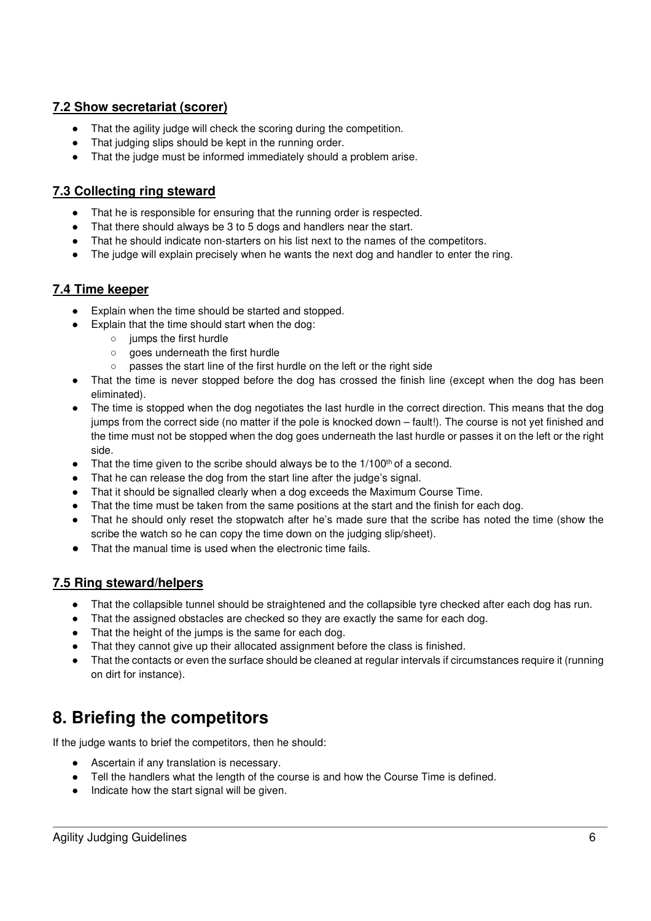### 7.2 Show secretariat (scorer)

- That the agility judge will check the scoring during the competition.
- That judging slips should be kept in the running order.
- That the judge must be informed immediately should a problem arise.

### 7.3 Collecting ring steward

- That he is responsible for ensuring that the running order is respected.
- That there should always be 3 to 5 dogs and handlers near the start.
- That he should indicate non-starters on his list next to the names of the competitors.
- The judge will explain precisely when he wants the next dog and handler to enter the ring.

### 7.4 Time keeper

- Explain when the time should be started and stopped.
- Explain that the time should start when the dog:
    - jumps the first hurdle
    - goes underneath the first hurdle
    - passes the start line of the first hurdle on the left or the right side
- That the time is never stopped before the dog has crossed the finish line (except when the dog has been eliminated).
- The time is stopped when the dog negotiates the last hurdle in the correct direction. This means that the dog jumps from the correct side (no matter if the pole is knocked down – fault!). The course is not yet finished and the time must not be stopped when the dog goes underneath the last hurdle or passes it on the left or the right side.
- That the time given to the scribe should always be to the 1/100th of a second.
- That he can release the dog from the start line after the judge's signal.
- That it should be signalled clearly when a dog exceeds the Maximum Course Time.
- That the time must be taken from the same positions at the start and the finish for each dog.
- That he should only reset the stopwatch after he's made sure that the scribe has noted the time (show the scribe the watch so he can copy the time down on the judging slip/sheet).
- That the manual time is used when the electronic time fails.

### 7.5 Ring steward/helpers

- That the collapsible tunnel should be straightened and the collapsible tyre checked after each dog has run.
- That the assigned obstacles are checked so they are exactly the same for each dog.
- That the height of the jumps is the same for each dog.
- That they cannot give up their allocated assignment before the class is finished.
- That the contacts or even the surface should be cleaned at regular intervals if circumstances require it (running on dirt for instance).

# 8. Briefing the competitors

If the judge wants to brief the competitors, then he should:

- Ascertain if any translation is necessary.
- Tell the handlers what the length of the course is and how the Course Time is defined.
- Indicate how the start signal will be given.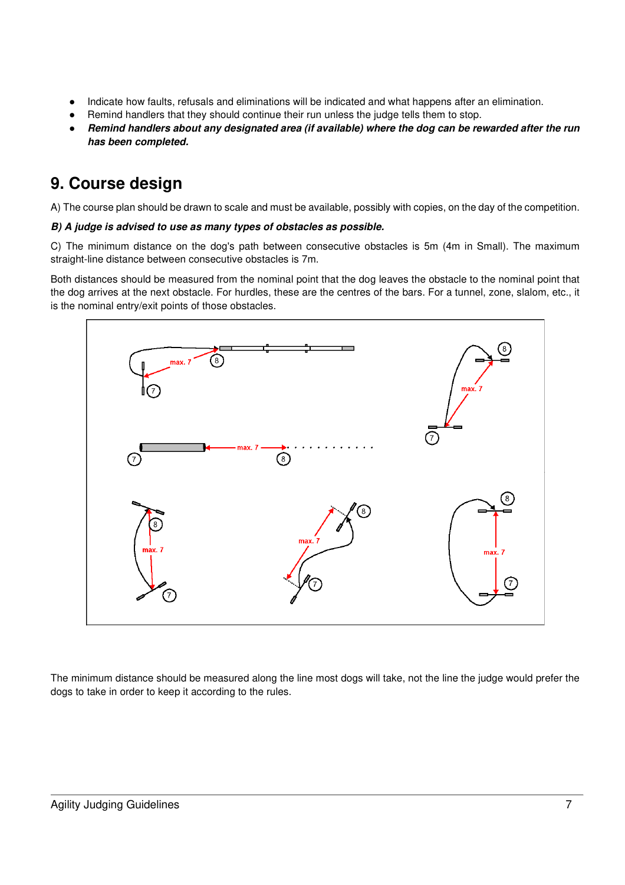- Indicate how faults, refusals and eliminations will be indicated and what happens after an elimination.
- Remind handlers that they should continue their run unless the judge tells them to stop.
- ***Remind handlers about any designated area (if available) where the dog can be rewarded after the run has been completed.***

## 9. Course design

A) The course plan should be drawn to scale and must be available, possibly with copies, on the day of the competition.

***B) A judge is advised to use as many types of obstacles as possible.***

C) The minimum distance on the dog's path between consecutive obstacles is 5m (4m in Small). The maximum straight-line distance between consecutive obstacles is 7m.

Both distances should be measured from the nominal point that the dog leaves the obstacle to the nominal point that the dog arrives at the next obstacle. For hurdles, these are the centres of the bars. For a tunnel, zone, slalom, etc., it is the nominal entry/exit points of those obstacles.

The minimum distance should be measured along the line most dogs will take, not the line the judge would prefer the dogs to take in order to keep it according to the rules.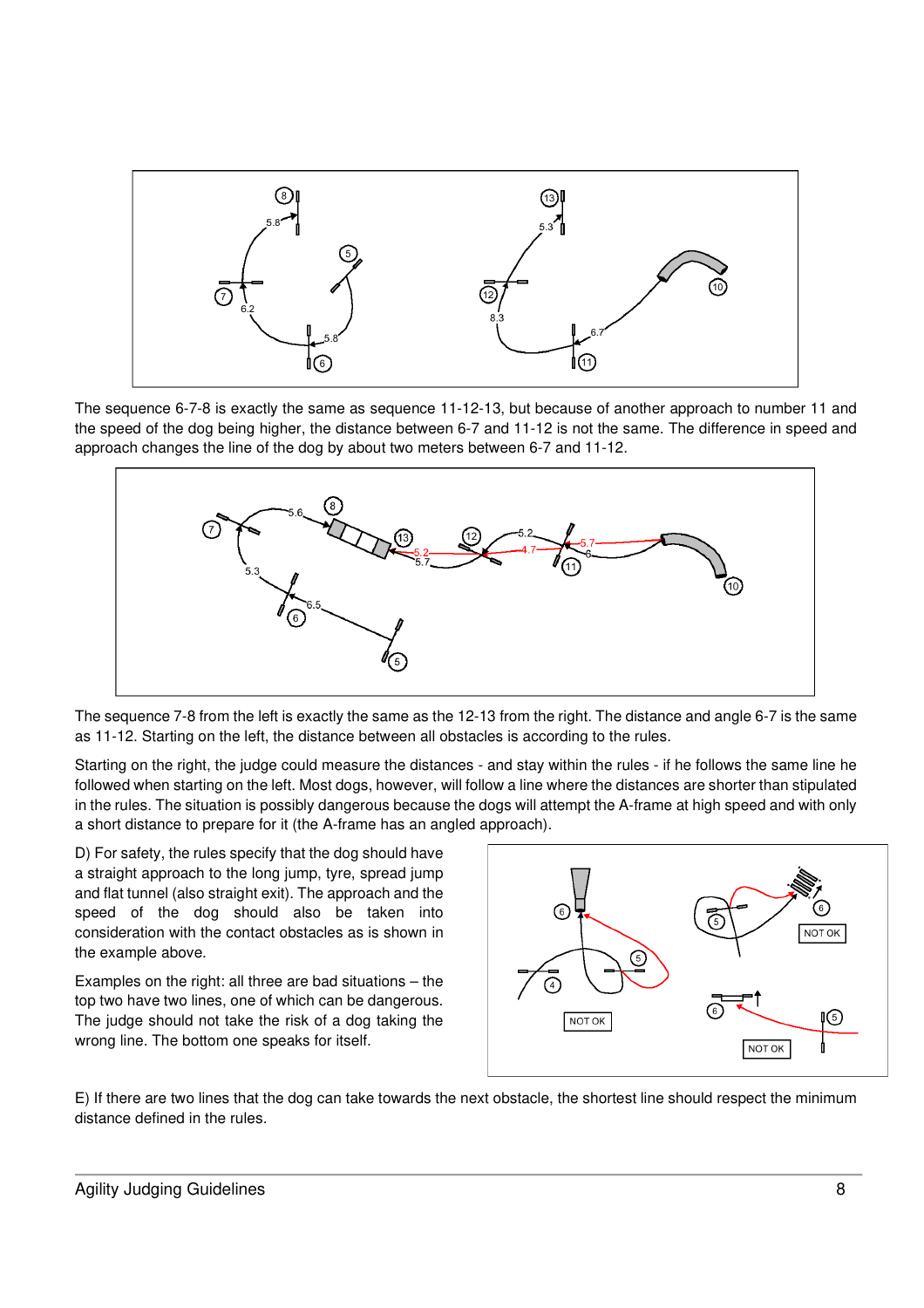The sequence 6-7-8 is exactly the same as sequence 11-12-13, but because of another approach to number 11 and the speed of the dog being higher, the distance between 6-7 and 11-12 is not the same. The difference in speed and approach changes the line of the dog by about two meters between 6-7 and 11-12.

The sequence 7-8 from the left is exactly the same as the 12-13 from the right. The distance and angle 6-7 is the same as 11-12. Starting on the left, the distance between all obstacles is according to the rules.

Starting on the right, the judge could measure the distances - and stay within the rules - if he follows the same line he followed when starting on the left. Most dogs, however, will follow a line where the distances are shorter than stipulated in the rules. The situation is possibly dangerous because the dogs will attempt the A-frame at high speed and with only a short distance to prepare for it (the A-frame has an angled approach).

D) For safety, the rules specify that the dog should have a straight approach to the long jump, tyre, spread jump and flat tunnel (also straight exit). The approach and the speed of the dog should also be taken into consideration with the contact obstacles as is shown in the example above.

Examples on the right: all three are bad situations – the top two have two lines, one of which can be dangerous. The judge should not take the risk of a dog taking the wrong line. The bottom one speaks for itself.

E) If there are two lines that the dog can take towards the next obstacle, the shortest line should respect the minimum distance defined in the rules.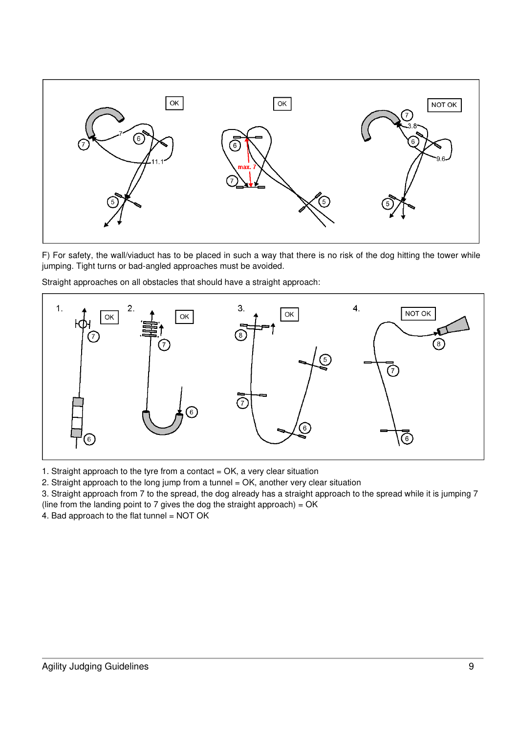F) For safety, the wall/viaduct has to be placed in such a way that there is no risk of the dog hitting the tower while jumping. Tight turns or bad-angled approaches must be avoided.

Straight approaches on all obstacles that should have a straight approach:

1. Straight approach to the tyre from a contact = OK, a very clear situation
2. Straight approach to the long jump from a tunnel = OK, another very clear situation
3. Straight approach from 7 to the spread, the dog already has a straight approach to the spread while it is jumping 7 (line from the landing point to 7 gives the dog the straight approach) = OK
4. Bad approach to the flat tunnel = NOT OK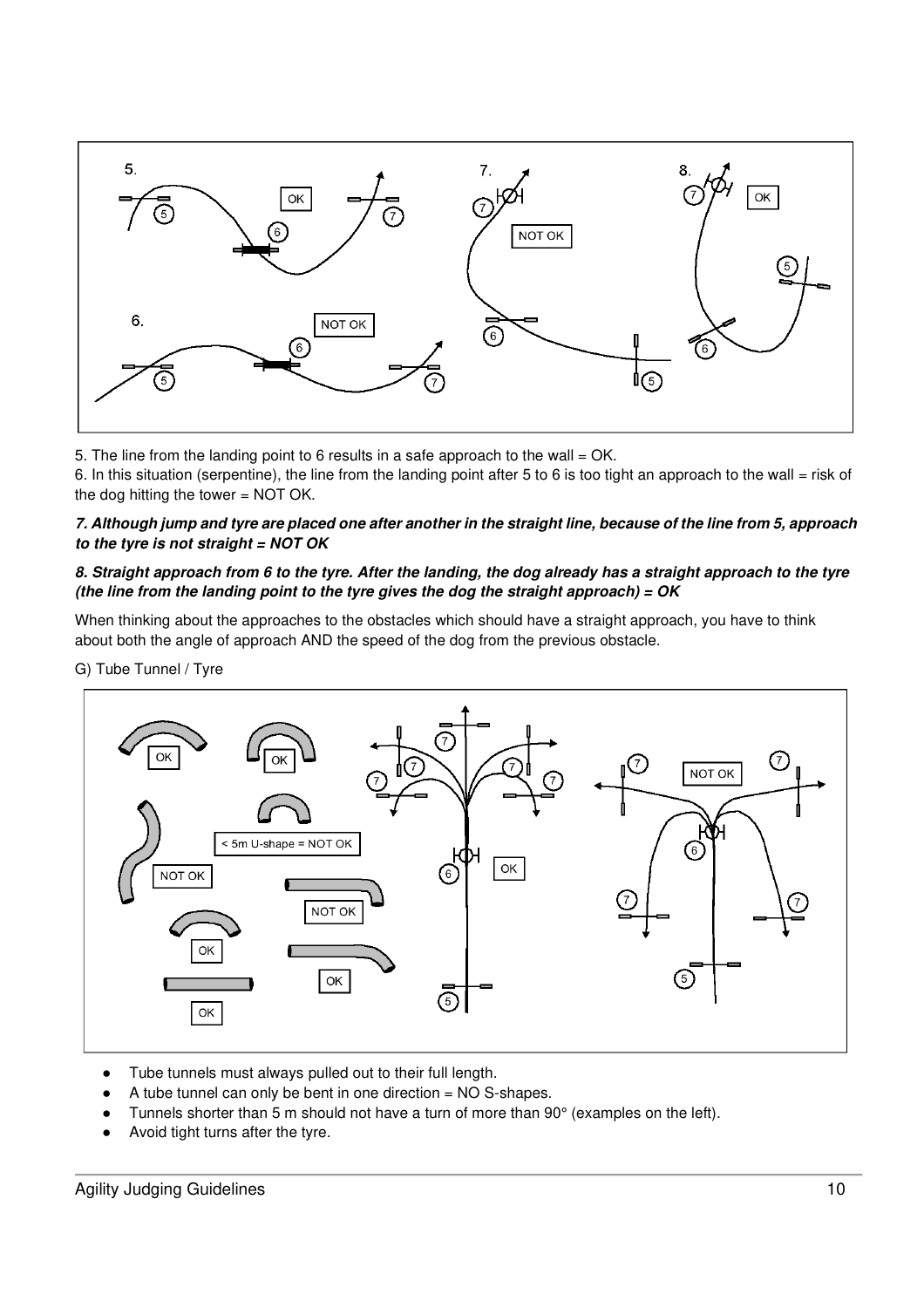5. The line from the landing point to 6 results in a safe approach to the wall = OK.
6. In this situation (serpentine), the line from the landing point after 5 to 6 is too tight an approach to the wall = risk of the dog hitting the tower = NOT OK.

***7. Although jump and tyre are placed one after another in the straight line, because of the line from 5, approach to the tyre is not straight = NOT OK***

***8. Straight approach from 6 to the tyre. After the landing, the dog already has a straight approach to the tyre (the line from the landing point to the tyre gives the dog the straight approach) = OK***

When thinking about the approaches to the obstacles which should have a straight approach, you have to think about both the angle of approach AND the speed of the dog from the previous obstacle.

G) Tube Tunnel / Tyre

- Tube tunnels must always pulled out to their full length.
- A tube tunnel can only be bent in one direction = NO S-shapes.
- Tunnels shorter than 5 m should not have a turn of more than 90° (examples on the left).
- Avoid tight turns after the tyre.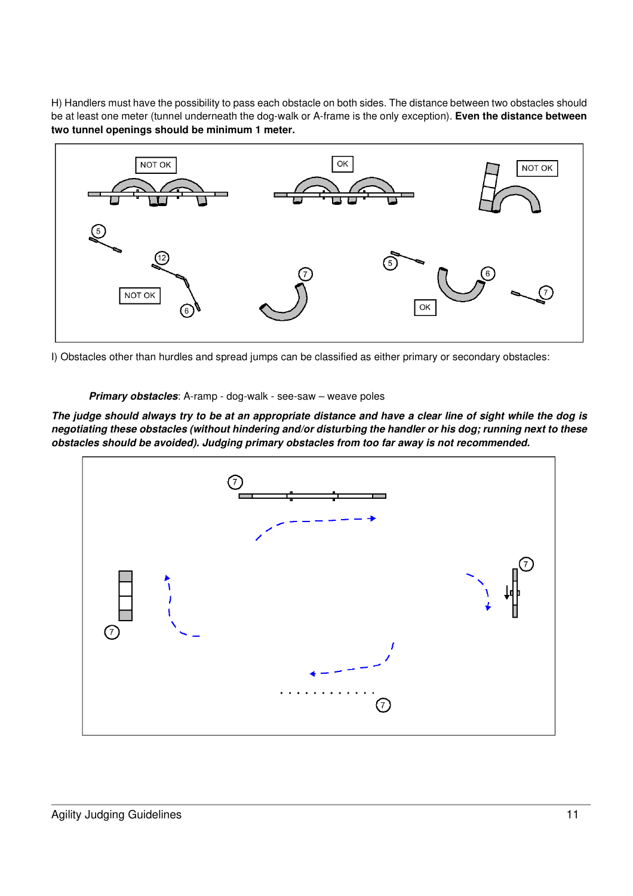H) Handlers must have the possibility to pass each obstacle on both sides. The distance between two obstacles should be at least one meter (tunnel underneath the dog-walk or A-frame is the only exception). **Even the distance between two tunnel openings should be minimum 1 meter.**

I) Obstacles other than hurdles and spread jumps can be classified as either primary or secondary obstacles:

***Primary obstacles***: A-ramp - dog-walk - see-saw – weave poles

***The judge should always try to be at an appropriate distance and have a clear line of sight while the dog is negotiating these obstacles (without hindering and/or disturbing the handler or his dog; running next to these obstacles should be avoided). Judging primary obstacles from too far away is not recommended.***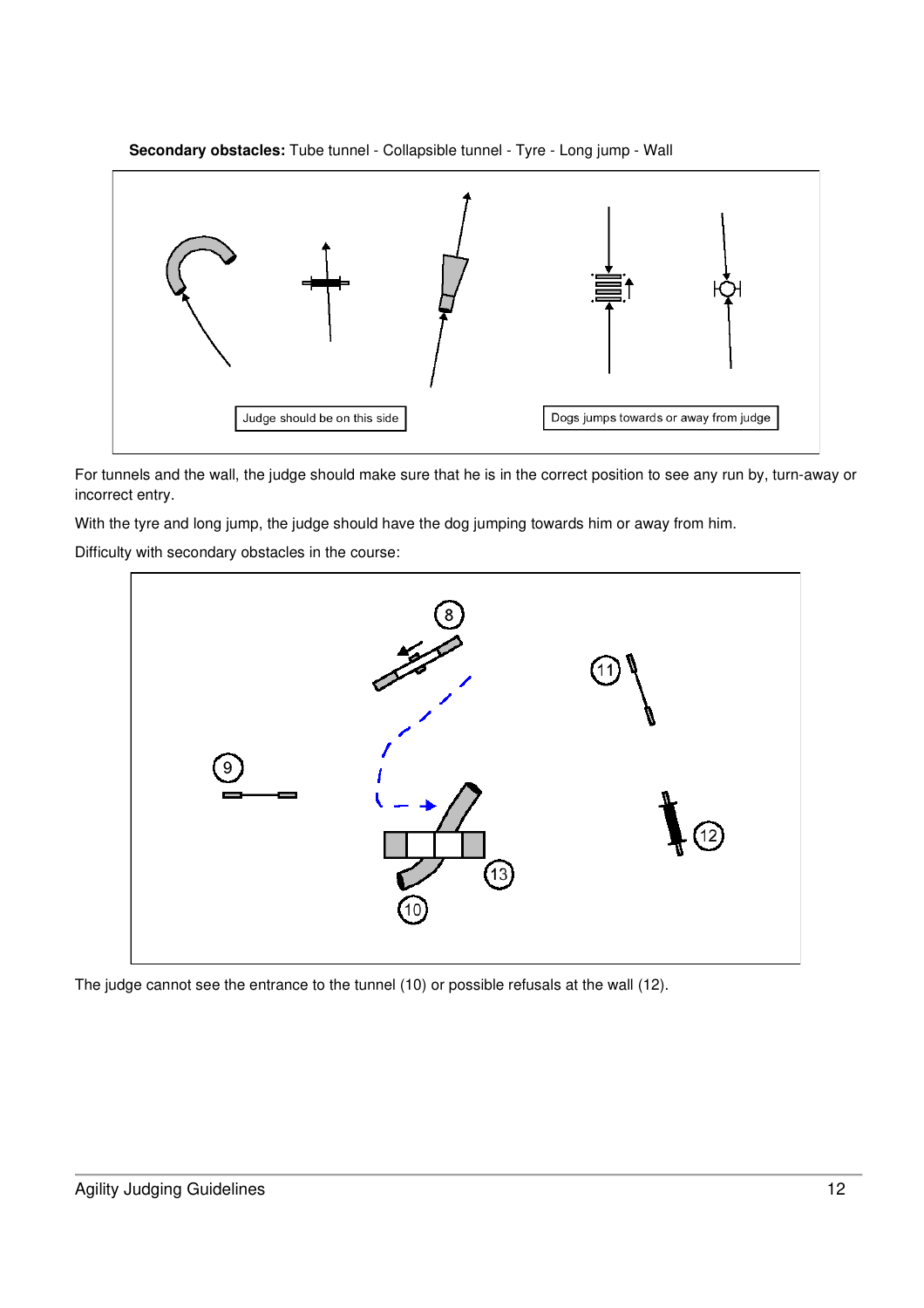**Secondary obstacles:** Tube tunnel - Collapsible tunnel - Tyre - Long jump - Wall

Judge should be on this side

Dogs jumps towards or away from judge

For tunnels and the wall, the judge should make sure that he is in the correct position to see any run by, turn-away or incorrect entry.

With the tyre and long jump, the judge should have the dog jumping towards him or away from him.

Difficulty with secondary obstacles in the course:

The judge cannot see the entrance to the tunnel (10) or possible refusals at the wall (12).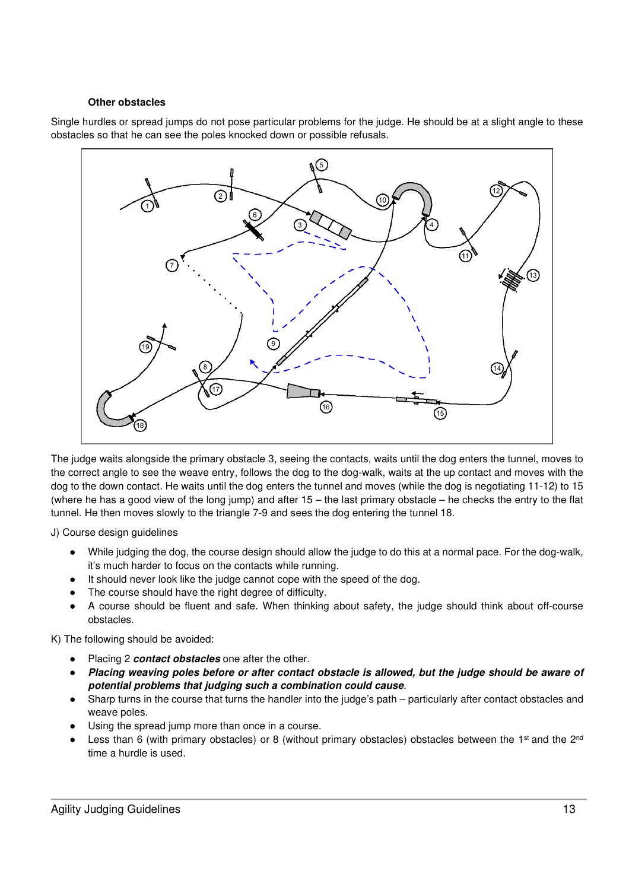### Other obstacles

Single hurdles or spread jumps do not pose particular problems for the judge. He should be at a slight angle to these obstacles so that he can see the poles knocked down or possible refusals.

The judge waits alongside the primary obstacle 3, seeing the contacts, waits until the dog enters the tunnel, moves to the correct angle to see the weave entry, follows the dog to the dog-walk, waits at the up contact and moves with the dog to the down contact. He waits until the dog enters the tunnel and moves (while the dog is negotiating 11-12) to 15 (where he has a good view of the long jump) and after 15 – the last primary obstacle – he checks the entry to the flat tunnel. He then moves slowly to the triangle 7-9 and sees the dog entering the tunnel 18.

J) Course design guidelines

- While judging the dog, the course design should allow the judge to do this at a normal pace. For the dog-walk, it's much harder to focus on the contacts while running.
- It should never look like the judge cannot cope with the speed of the dog.
- The course should have the right degree of difficulty.
- A course should be fluent and safe. When thinking about safety, the judge should think about off-course obstacles.

K) The following should be avoided:

- Placing 2 ***contact obstacles*** one after the other.
- ***Placing weaving poles before or after contact obstacle is allowed, but the judge should be aware of potential problems that judging such a combination could cause***.
- Sharp turns in the course that turns the handler into the judge's path – particularly after contact obstacles and weave poles.
- Using the spread jump more than once in a course.
- Less than 6 (with primary obstacles) or 8 (without primary obstacles) obstacles between the 1st and the 2nd time a hurdle is used.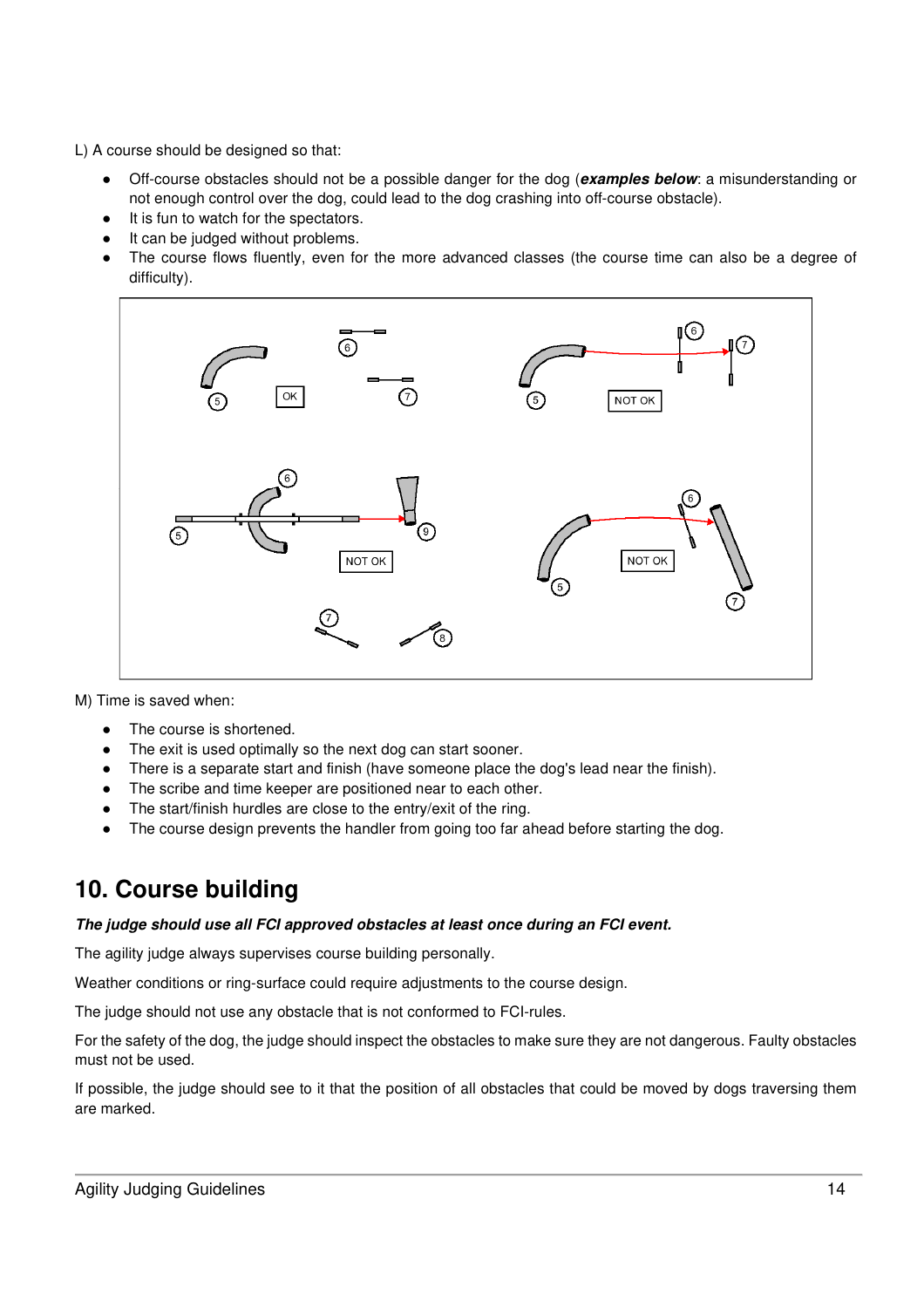L) A course should be designed so that:

- Off-course obstacles should not be a possible danger for the dog (***examples below***: a misunderstanding or not enough control over the dog, could lead to the dog crashing into off-course obstacle).
- It is fun to watch for the spectators.
- It can be judged without problems.
- The course flows fluently, even for the more advanced classes (the course time can also be a degree of difficulty).

M) Time is saved when:

- The course is shortened.
- The exit is used optimally so the next dog can start sooner.
- There is a separate start and finish (have someone place the dog's lead near the finish).
- The scribe and time keeper are positioned near to each other.
- The start/finish hurdles are close to the entry/exit of the ring.
- The course design prevents the handler from going too far ahead before starting the dog.

# 10. Course building

***The judge should use all FCI approved obstacles at least once during an FCI event.***

The agility judge always supervises course building personally.

Weather conditions or ring-surface could require adjustments to the course design.

The judge should not use any obstacle that is not conformed to FCI-rules.

For the safety of the dog, the judge should inspect the obstacles to make sure they are not dangerous. Faulty obstacles must not be used.

If possible, the judge should see to it that the position of all obstacles that could be moved by dogs traversing them are marked.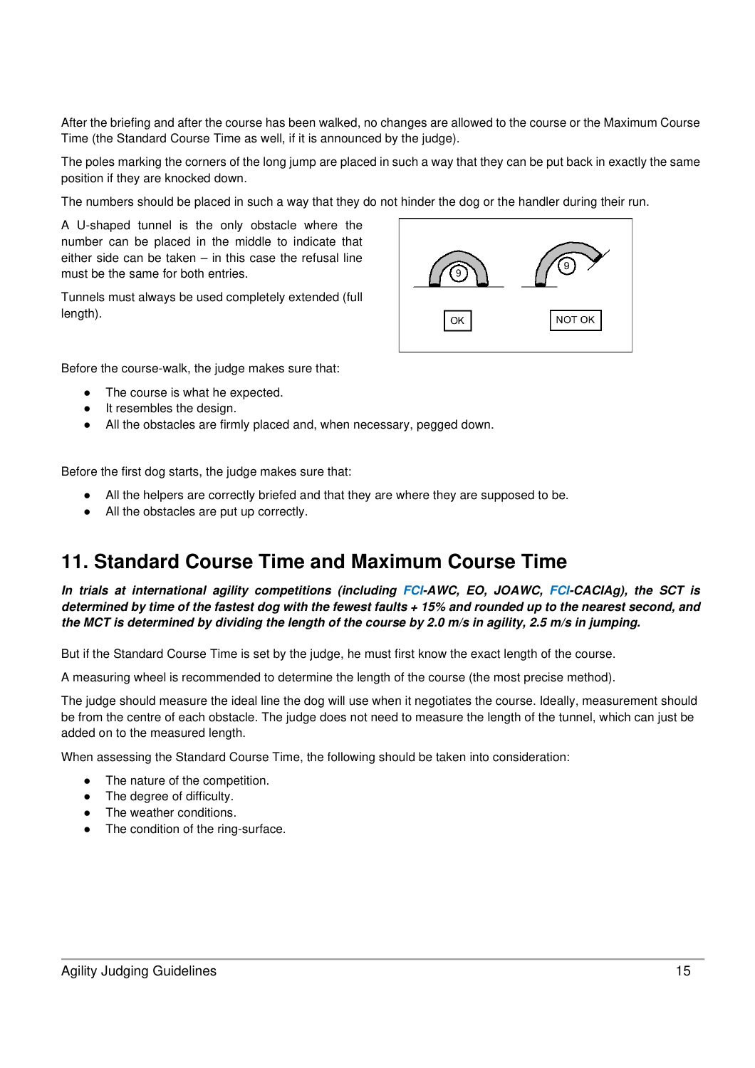After the briefing and after the course has been walked, no changes are allowed to the course or the Maximum Course Time (the Standard Course Time as well, if it is announced by the judge).

The poles marking the corners of the long jump are placed in such a way that they can be put back in exactly the same position if they are knocked down.

The numbers should be placed in such a way that they do not hinder the dog or the handler during their run.

A U-shaped tunnel is the only obstacle where the number can be placed in the middle to indicate that either side can be taken – in this case the refusal line must be the same for both entries.

Tunnels must always be used completely extended (full length).

OK NOT OK

Before the course-walk, the judge makes sure that:

- The course is what he expected.
- It resembles the design.
- All the obstacles are firmly placed and, when necessary, pegged down.

Before the first dog starts, the judge makes sure that:

- All the helpers are correctly briefed and that they are where they are supposed to be.
- All the obstacles are put up correctly.

## 11. Standard Course Time and Maximum Course Time

***In trials at international agility competitions (including FCI-AWC, EO, JOAWC, FCI-CACIAg), the SCT is determined by time of the fastest dog with the fewest faults + 15% and rounded up to the nearest second, and the MCT is determined by dividing the length of the course by 2.0 m/s in agility, 2.5 m/s in jumping.***

But if the Standard Course Time is set by the judge, he must first know the exact length of the course.

A measuring wheel is recommended to determine the length of the course (the most precise method).

The judge should measure the ideal line the dog will use when it negotiates the course. Ideally, measurement should be from the centre of each obstacle. The judge does not need to measure the length of the tunnel, which can just be added on to the measured length.

When assessing the Standard Course Time, the following should be taken into consideration:

- The nature of the competition.
- The degree of difficulty.
- The weather conditions.
- The condition of the ring-surface.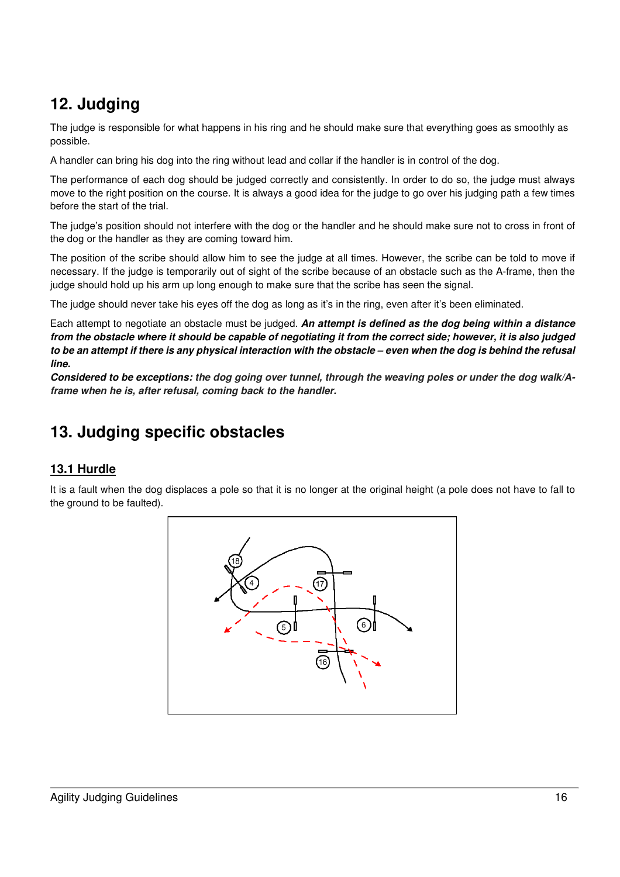# 12. Judging

The judge is responsible for what happens in his ring and he should make sure that everything goes as smoothly as possible.

A handler can bring his dog into the ring without lead and collar if the handler is in control of the dog.

The performance of each dog should be judged correctly and consistently. In order to do so, the judge must always move to the right position on the course. It is always a good idea for the judge to go over his judging path a few times before the start of the trial.

The judge's position should not interfere with the dog or the handler and he should make sure not to cross in front of the dog or the handler as they are coming toward him.

The position of the scribe should allow him to see the judge at all times. However, the scribe can be told to move if necessary. If the judge is temporarily out of sight of the scribe because of an obstacle such as the A-frame, then the judge should hold up his arm up long enough to make sure that the scribe has seen the signal.

The judge should never take his eyes off the dog as long as it's in the ring, even after it's been eliminated.

Each attempt to negotiate an obstacle must be judged. ***An attempt is defined as the dog being within a distance from the obstacle where it should be capable of negotiating it from the correct side; however, it is also judged to be an attempt if there is any physical interaction with the obstacle – even when the dog is behind the refusal line.***
***Considered to be exceptions:** the dog going over tunnel, through the weaving poles or under the dog walk/A-frame when he is, after refusal, coming back to the handler.*

# 13. Judging specific obstacles

## 13.1 Hurdle

It is a fault when the dog displaces a pole so that it is no longer at the original height (a pole does not have to fall to the ground to be faulted).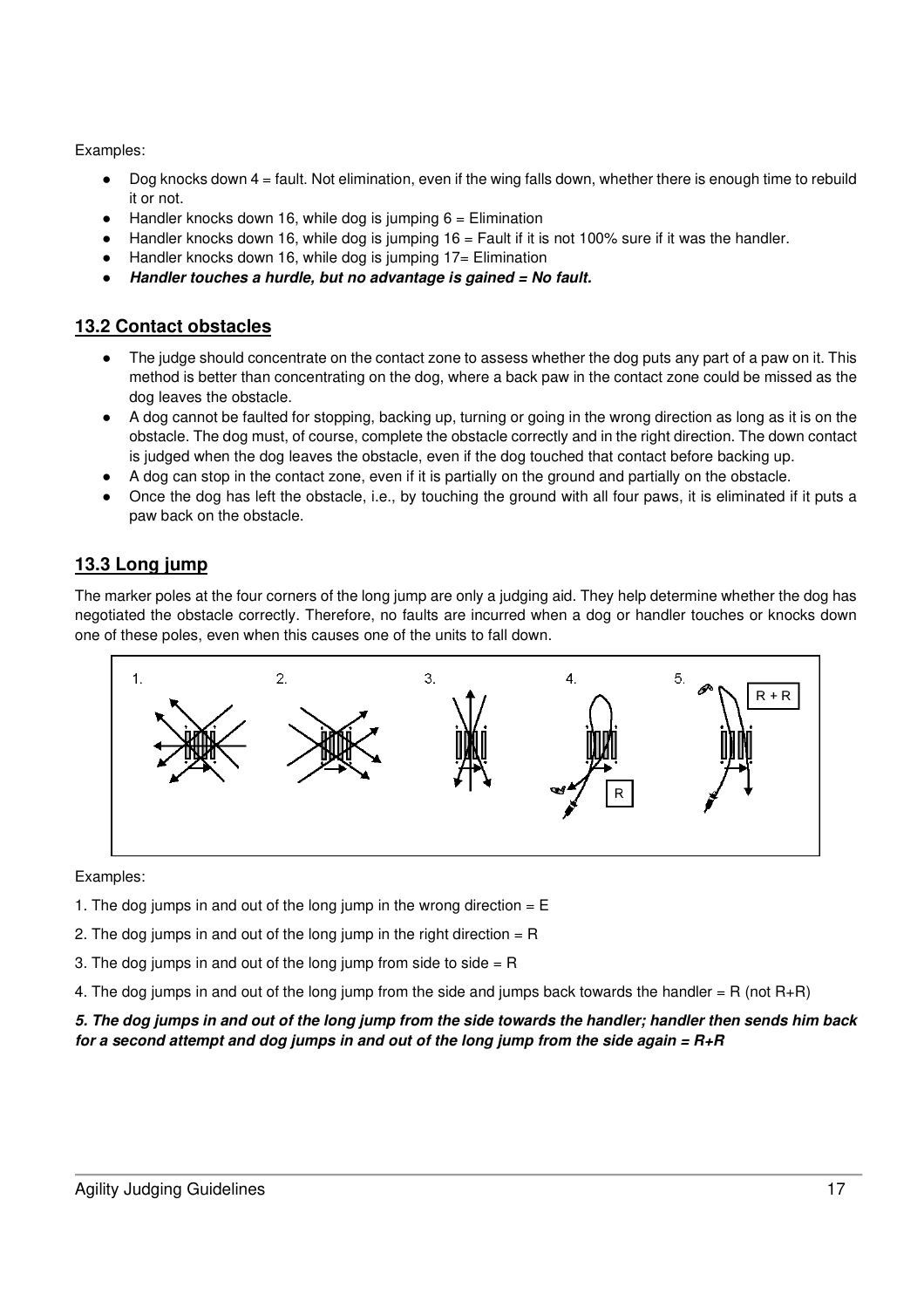Examples:

- Dog knocks down 4 = fault. Not elimination, even if the wing falls down, whether there is enough time to rebuild it or not.
- Handler knocks down 16, while dog is jumping 6 = Elimination
- Handler knocks down 16, while dog is jumping 16 = Fault if it is not 100% sure if it was the handler.
- Handler knocks down 16, while dog is jumping 17= Elimination
- ***Handler touches a hurdle, but no advantage is gained = No fault.***

## 13.2 Contact obstacles

- The judge should concentrate on the contact zone to assess whether the dog puts any part of a paw on it. This method is better than concentrating on the dog, where a back paw in the contact zone could be missed as the dog leaves the obstacle.
- A dog cannot be faulted for stopping, backing up, turning or going in the wrong direction as long as it is on the obstacle. The dog must, of course, complete the obstacle correctly and in the right direction. The down contact is judged when the dog leaves the obstacle, even if the dog touched that contact before backing up.
- A dog can stop in the contact zone, even if it is partially on the ground and partially on the obstacle.
- Once the dog has left the obstacle, i.e., by touching the ground with all four paws, it is eliminated if it puts a paw back on the obstacle.

## 13.3 Long jump

The marker poles at the four corners of the long jump are only a judging aid. They help determine whether the dog has negotiated the obstacle correctly. Therefore, no faults are incurred when a dog or handler touches or knocks down one of these poles, even when this causes one of the units to fall down.

Examples:

1. The dog jumps in and out of the long jump in the wrong direction = E

2. The dog jumps in and out of the long jump in the right direction = R

3. The dog jumps in and out of the long jump from side to side = R

4. The dog jumps in and out of the long jump from the side and jumps back towards the handler = R (not R+R)

***5. The dog jumps in and out of the long jump from the side towards the handler; handler then sends him back for a second attempt and dog jumps in and out of the long jump from the side again = R+R***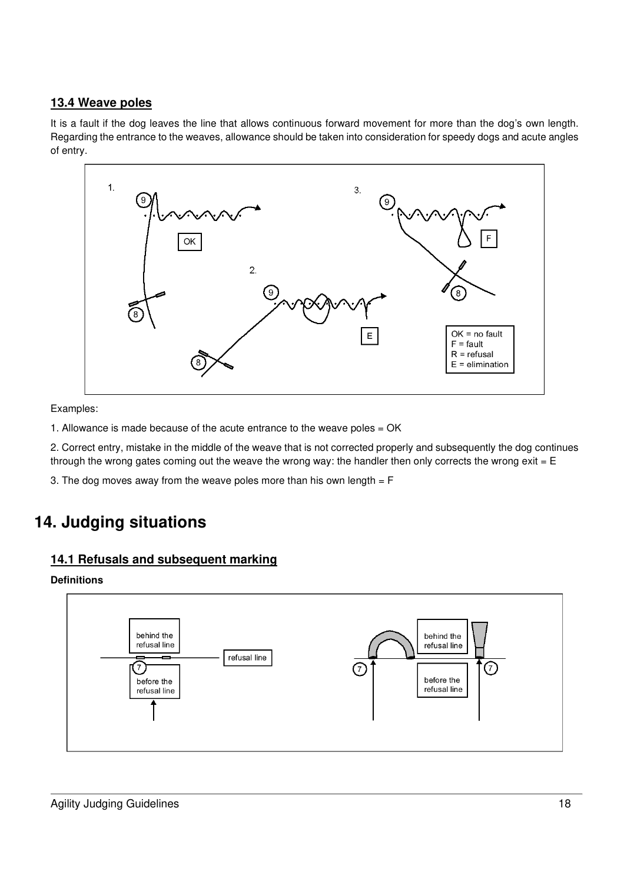### 13.4 Weave poles

It is a fault if the dog leaves the line that allows continuous forward movement for more than the dog's own length. Regarding the entrance to the weaves, allowance should be taken into consideration for speedy dogs and acute angles of entry.

OK = no fault
F = fault
R = refusal
E = elimination

Examples:

1. Allowance is made because of the acute entrance to the weave poles = OK

2. Correct entry, mistake in the middle of the weave that is not corrected properly and subsequently the dog continues through the wrong gates coming out the weave the wrong way: the handler then only corrects the wrong exit = E

3. The dog moves away from the weave poles more than his own length = F

# 14. Judging situations

### 14.1 Refusals and subsequent marking

**Definitions**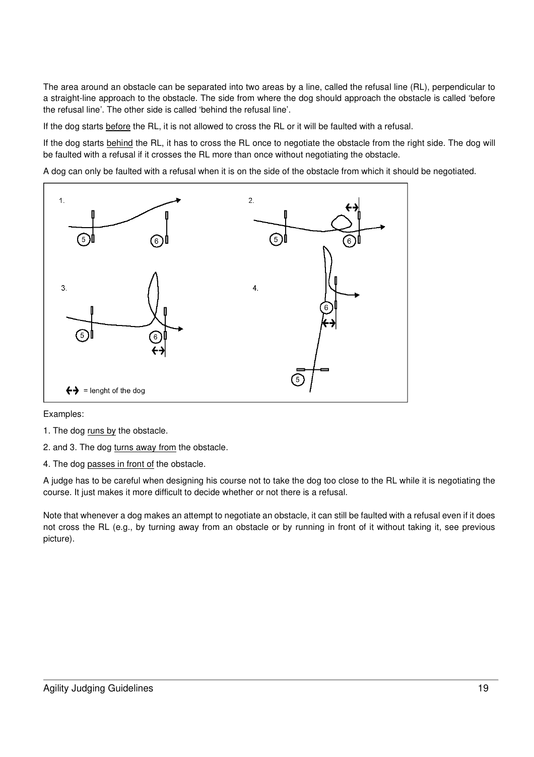The area around an obstacle can be separated into two areas by a line, called the refusal line (RL), perpendicular to a straight-line approach to the obstacle. The side from where the dog should approach the obstacle is called 'before the refusal line'. The other side is called 'behind the refusal line'.

If the dog starts before the RL, it is not allowed to cross the RL or it will be faulted with a refusal.

If the dog starts behind the RL, it has to cross the RL once to negotiate the obstacle from the right side. The dog will be faulted with a refusal if it crosses the RL more than once without negotiating the obstacle.

A dog can only be faulted with a refusal when it is on the side of the obstacle from which it should be negotiated.

Examples:

1. The dog runs by the obstacle.

2. and 3. The dog turns away from the obstacle.

4. The dog passes in front of the obstacle.

A judge has to be careful when designing his course not to take the dog too close to the RL while it is negotiating the course. It just makes it more difficult to decide whether or not there is a refusal.

Note that whenever a dog makes an attempt to negotiate an obstacle, it can still be faulted with a refusal even if it does not cross the RL (e.g., by turning away from an obstacle or by running in front of it without taking it, see previous picture).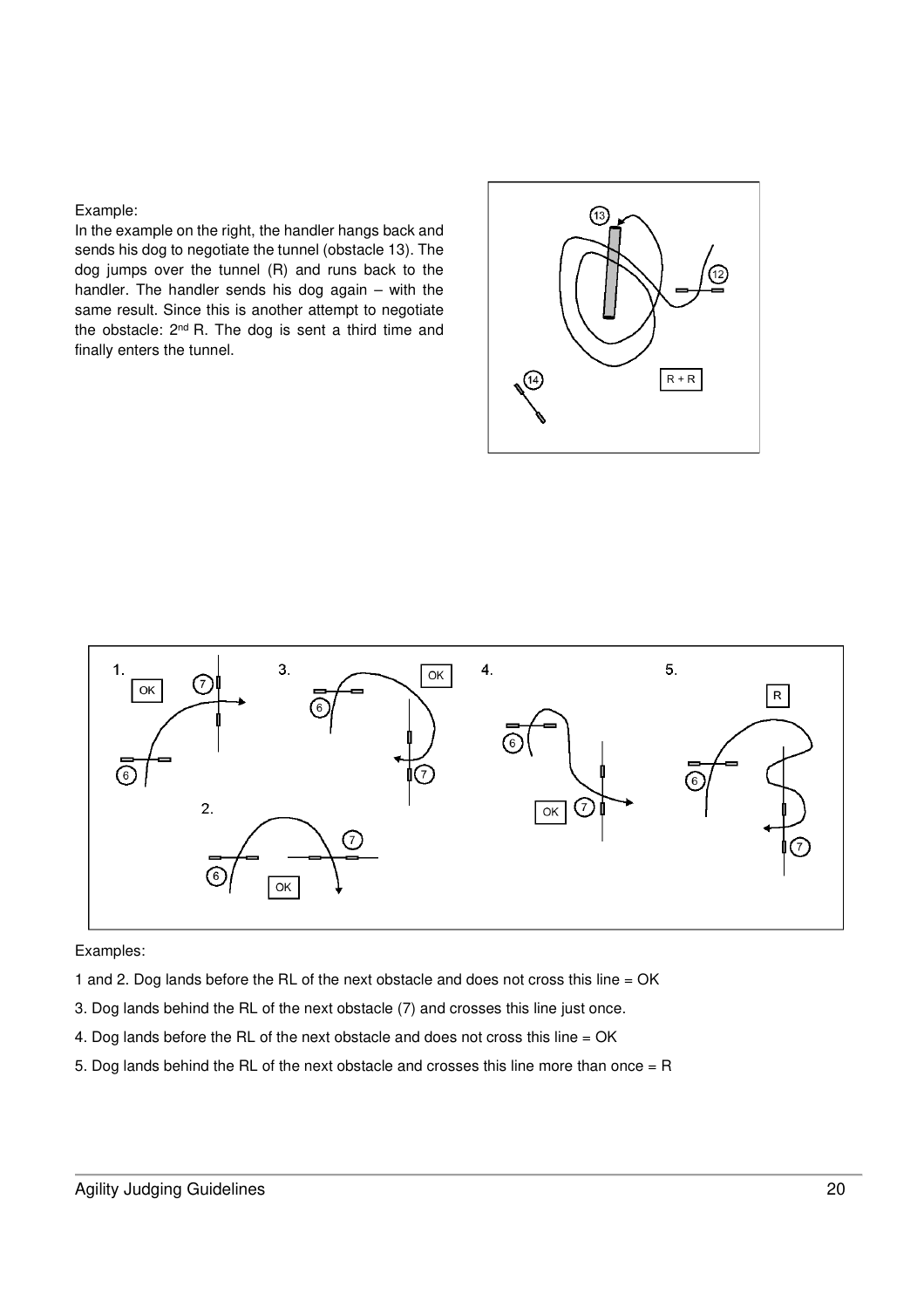Example:

In the example on the right, the handler hangs back and sends his dog to negotiate the tunnel (obstacle 13). The dog jumps over the tunnel (R) and runs back to the handler. The handler sends his dog again – with the same result. Since this is another attempt to negotiate the obstacle: 2nd R. The dog is sent a third time and finally enters the tunnel.

Examples:

1 and 2. Dog lands before the RL of the next obstacle and does not cross this line = OK

3. Dog lands behind the RL of the next obstacle (7) and crosses this line just once.

4. Dog lands before the RL of the next obstacle and does not cross this line = OK

5. Dog lands behind the RL of the next obstacle and crosses this line more than once = R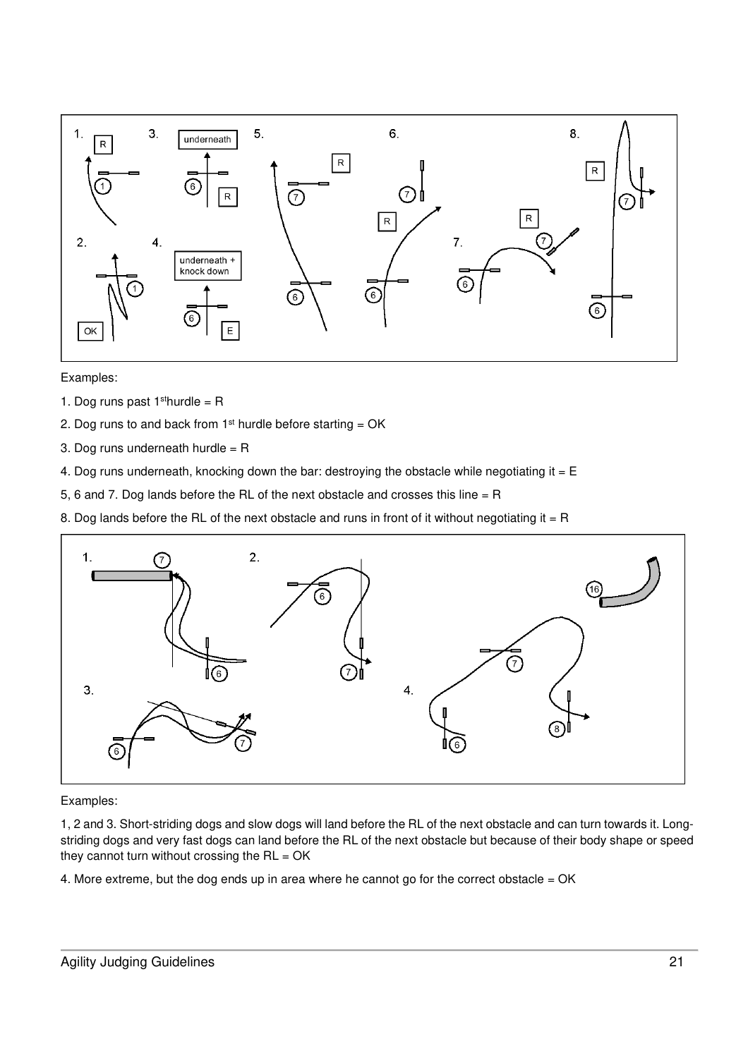Examples:

1. Dog runs past 1st hurdle = R

2. Dog runs to and back from 1st hurdle before starting = OK

3. Dog runs underneath hurdle = R

4. Dog runs underneath, knocking down the bar: destroying the obstacle while negotiating it = E

5, 6 and 7. Dog lands before the RL of the next obstacle and crosses this line = R

8. Dog lands before the RL of the next obstacle and runs in front of it without negotiating it = R

Examples:

1, 2 and 3. Short-striding dogs and slow dogs will land before the RL of the next obstacle and can turn towards it. Long-striding dogs and very fast dogs can land before the RL of the next obstacle but because of their body shape or speed they cannot turn without crossing the RL = OK

4. More extreme, but the dog ends up in area where he cannot go for the correct obstacle = OK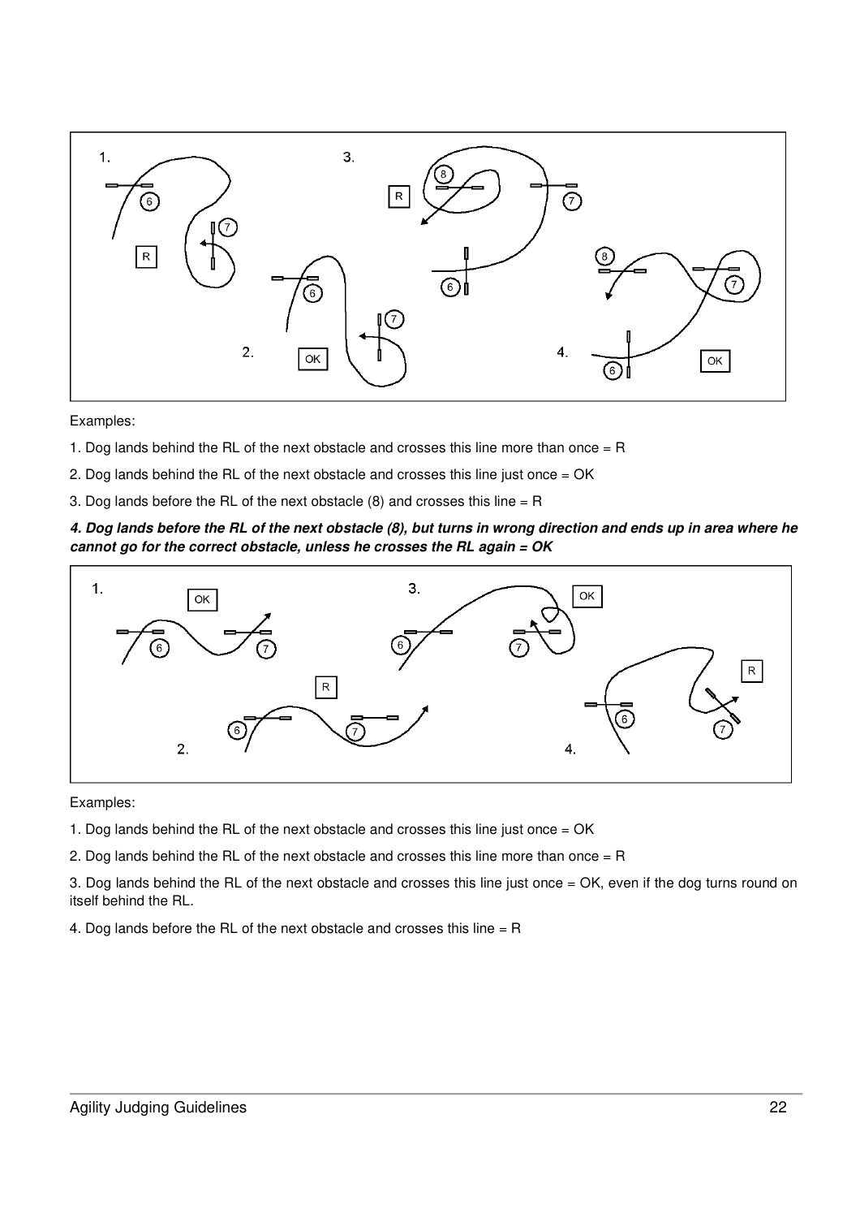Examples:

1. Dog lands behind the RL of the next obstacle and crosses this line more than once = R

2. Dog lands behind the RL of the next obstacle and crosses this line just once = OK

3. Dog lands before the RL of the next obstacle (8) and crosses this line = R

***4. Dog lands before the RL of the next obstacle (8), but turns in wrong direction and ends up in area where he cannot go for the correct obstacle, unless he crosses the RL again = OK***

Examples:

1. Dog lands behind the RL of the next obstacle and crosses this line just once = OK

2. Dog lands behind the RL of the next obstacle and crosses this line more than once = R

3. Dog lands behind the RL of the next obstacle and crosses this line just once = OK, even if the dog turns round on itself behind the RL.

4. Dog lands before the RL of the next obstacle and crosses this line = R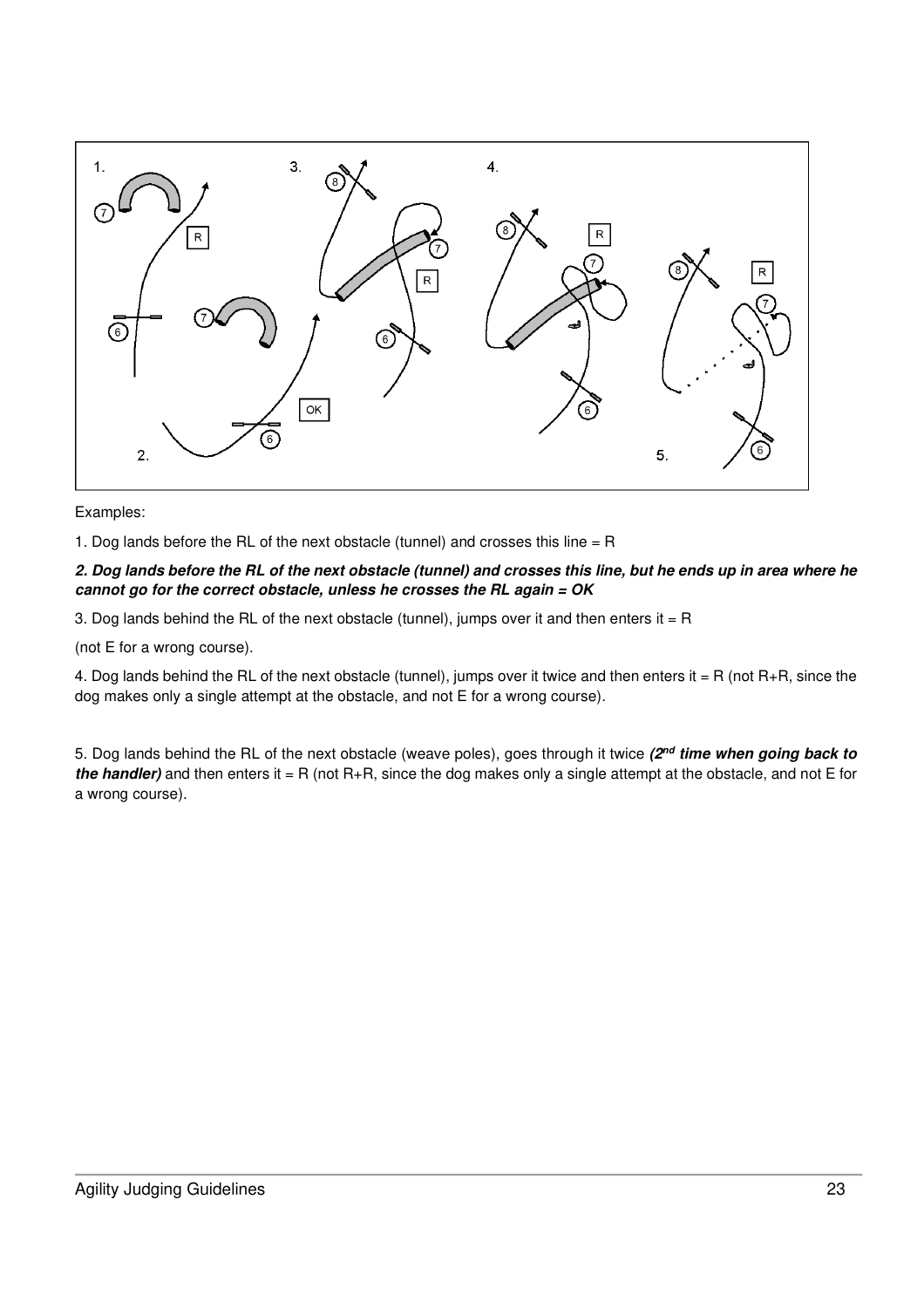Examples:

1. Dog lands before the RL of the next obstacle (tunnel) and crosses this line = R

***2. Dog lands before the RL of the next obstacle (tunnel) and crosses this line, but he ends up in area where he cannot go for the correct obstacle, unless he crosses the RL again = OK***

3. Dog lands behind the RL of the next obstacle (tunnel), jumps over it and then enters it = R

(not E for a wrong course).

4. Dog lands behind the RL of the next obstacle (tunnel), jumps over it twice and then enters it = R (not R+R, since the dog makes only a single attempt at the obstacle, and not E for a wrong course).

5. Dog lands behind the RL of the next obstacle (weave poles), goes through it twice ***(2nd time when going back to the handler)*** and then enters it = R (not R+R, since the dog makes only a single attempt at the obstacle, and not E for a wrong course).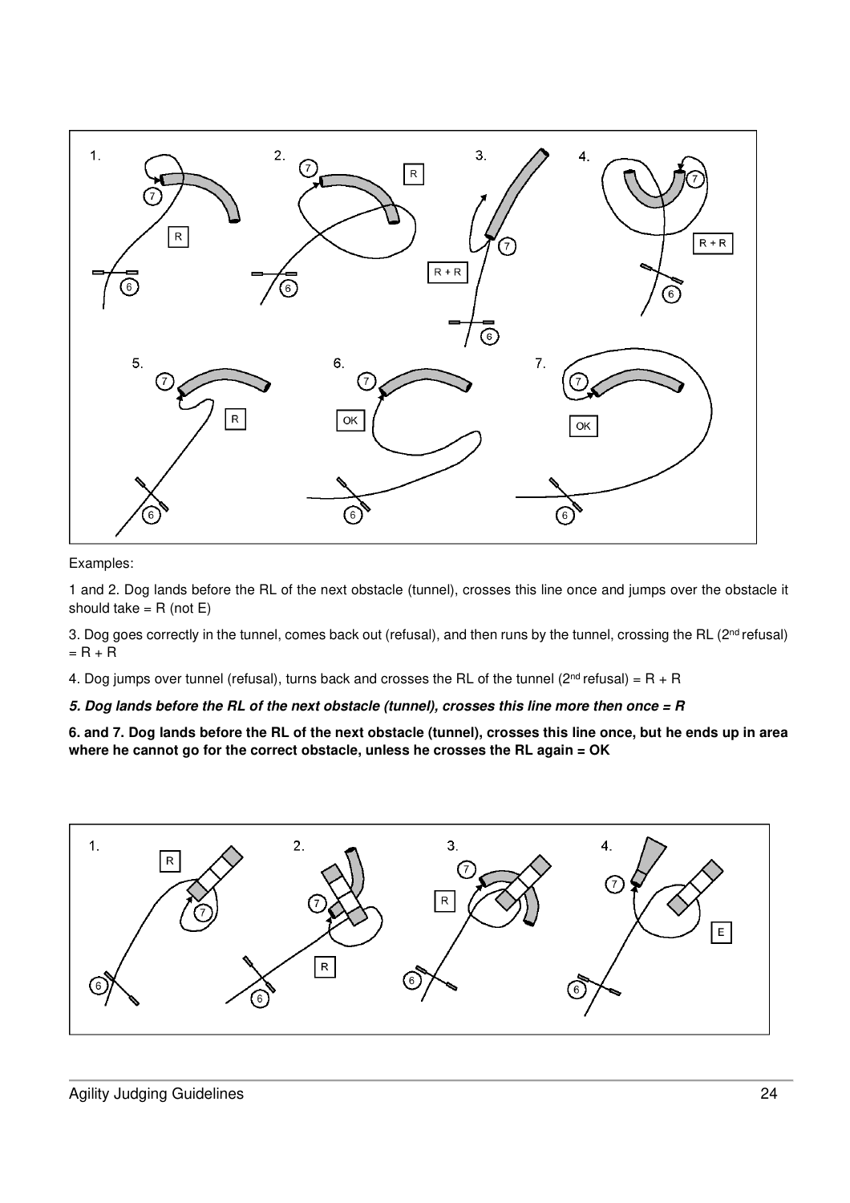Examples:

1 and 2. Dog lands before the RL of the next obstacle (tunnel), crosses this line once and jumps over the obstacle it should take = R (not E)

3. Dog goes correctly in the tunnel, comes back out (refusal), and then runs by the tunnel, crossing the RL (2nd refusal) = R + R

4. Dog jumps over tunnel (refusal), turns back and crosses the RL of the tunnel (2nd refusal) = R + R

***5. Dog lands before the RL of the next obstacle (tunnel), crosses this line more then once = R***

**6. and 7. Dog lands before the RL of the next obstacle (tunnel), crosses this line once, but he ends up in area where he cannot go for the correct obstacle, unless he crosses the RL again = OK**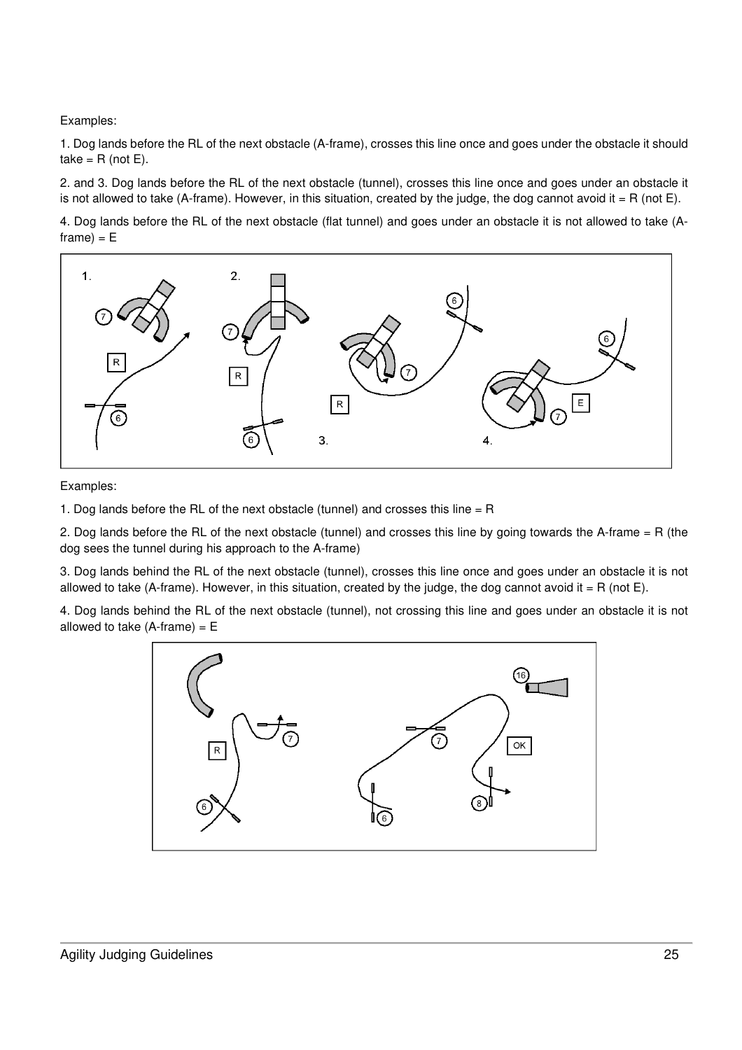Examples:

1. Dog lands before the RL of the next obstacle (A-frame), crosses this line once and goes under the obstacle it should take = R (not E).

2. and 3. Dog lands before the RL of the next obstacle (tunnel), crosses this line once and goes under an obstacle it is not allowed to take (A-frame). However, in this situation, created by the judge, the dog cannot avoid it = R (not E).

4. Dog lands before the RL of the next obstacle (flat tunnel) and goes under an obstacle it is not allowed to take (A-frame) = E

Examples:

1. Dog lands before the RL of the next obstacle (tunnel) and crosses this line = R

2. Dog lands before the RL of the next obstacle (tunnel) and crosses this line by going towards the A-frame = R (the dog sees the tunnel during his approach to the A-frame)

3. Dog lands behind the RL of the next obstacle (tunnel), crosses this line once and goes under an obstacle it is not allowed to take (A-frame). However, in this situation, created by the judge, the dog cannot avoid it = R (not E).

4. Dog lands behind the RL of the next obstacle (tunnel), not crossing this line and goes under an obstacle it is not allowed to take (A-frame) = E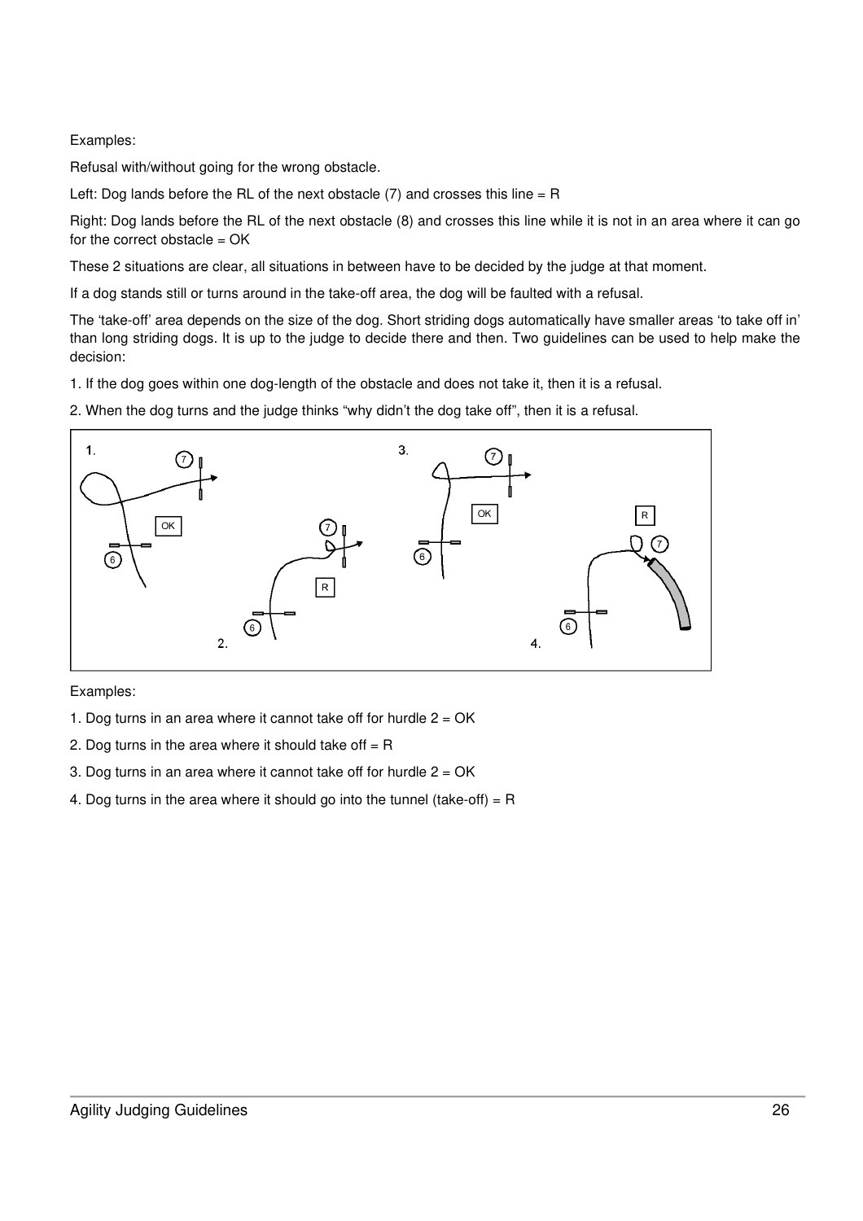Examples:

Refusal with/without going for the wrong obstacle.

Left: Dog lands before the RL of the next obstacle (7) and crosses this line = R

Right: Dog lands before the RL of the next obstacle (8) and crosses this line while it is not in an area where it can go for the correct obstacle = OK

These 2 situations are clear, all situations in between have to be decided by the judge at that moment.

If a dog stands still or turns around in the take-off area, the dog will be faulted with a refusal.

The 'take-off' area depends on the size of the dog. Short striding dogs automatically have smaller areas 'to take off in' than long striding dogs. It is up to the judge to decide there and then. Two guidelines can be used to help make the decision:

1. If the dog goes within one dog-length of the obstacle and does not take it, then it is a refusal.

2. When the dog turns and the judge thinks "why didn't the dog take off", then it is a refusal.

Examples:

1. Dog turns in an area where it cannot take off for hurdle 2 = OK

2. Dog turns in the area where it should take off = R

3. Dog turns in an area where it cannot take off for hurdle 2 = OK

4. Dog turns in the area where it should go into the tunnel (take-off) = R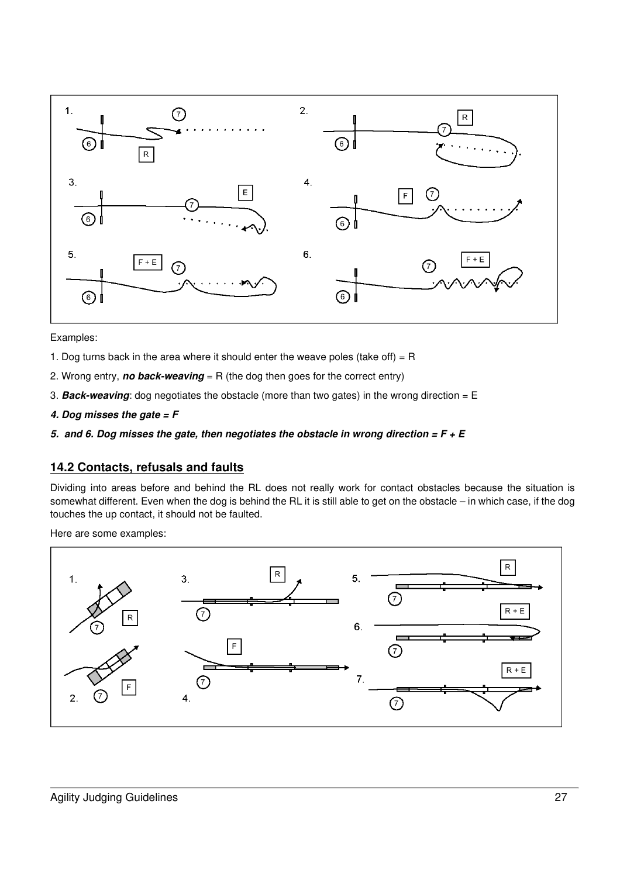Examples:

1. Dog turns back in the area where it should enter the weave poles (take off) = R

2. Wrong entry, ***no back-weaving*** = R (the dog then goes for the correct entry)

3. ***Back-weaving***: dog negotiates the obstacle (more than two gates) in the wrong direction = E

***4. Dog misses the gate = F***

***5. and 6. Dog misses the gate, then negotiates the obstacle in wrong direction = F + E***

## 14.2 Contacts, refusals and faults

Dividing into areas before and behind the RL does not really work for contact obstacles because the situation is somewhat different. Even when the dog is behind the RL it is still able to get on the obstacle – in which case, if the dog touches the up contact, it should not be faulted.

Here are some examples: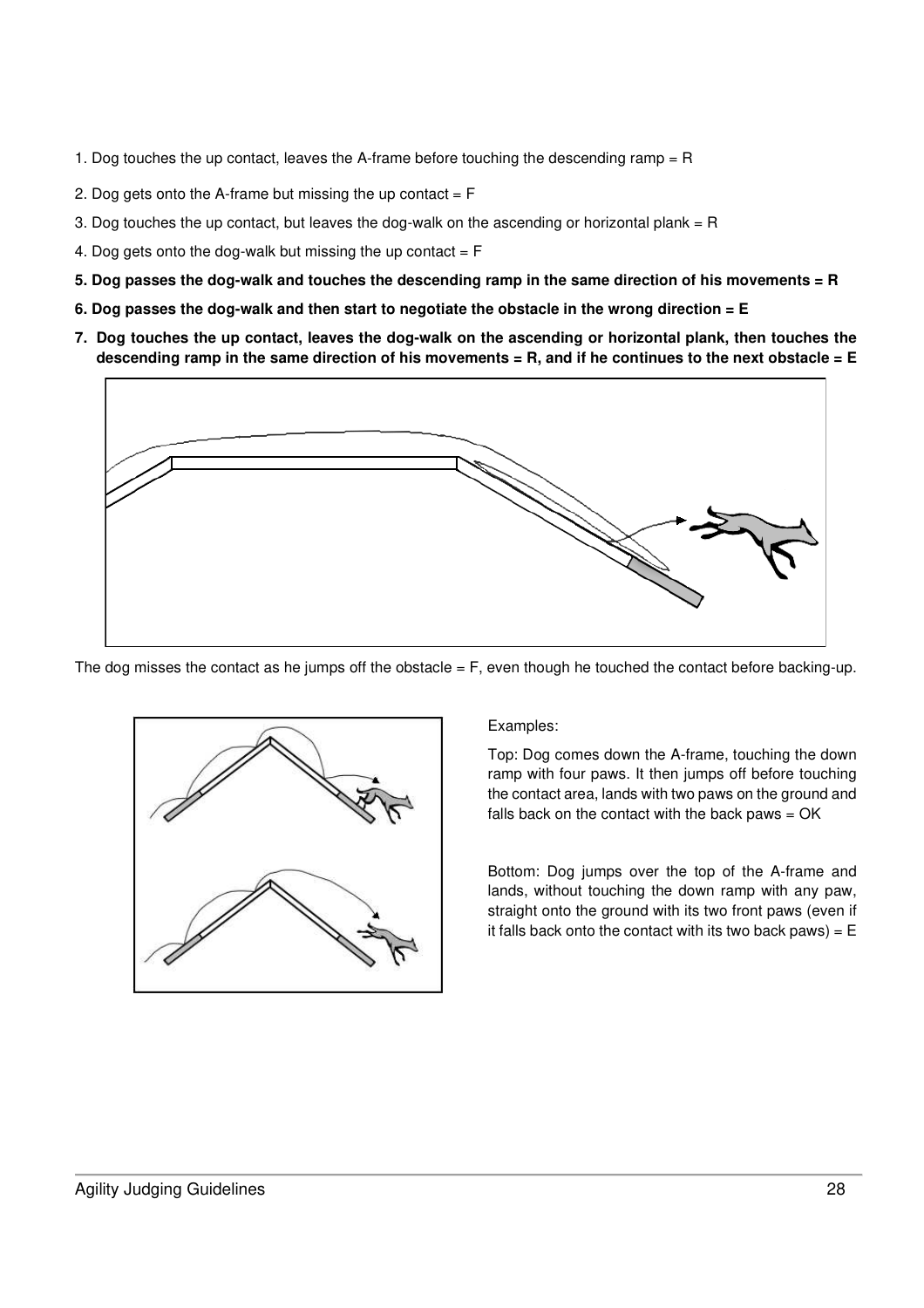1. Dog touches the up contact, leaves the A-frame before touching the descending ramp = R

2. Dog gets onto the A-frame but missing the up contact = F

3. Dog touches the up contact, but leaves the dog-walk on the ascending or horizontal plank = R

4. Dog gets onto the dog-walk but missing the up contact = F

**5. Dog passes the dog-walk and touches the descending ramp in the same direction of his movements = R**

**6. Dog passes the dog-walk and then start to negotiate the obstacle in the wrong direction = E**

**7. Dog touches the up contact, leaves the dog-walk on the ascending or horizontal plank, then touches the descending ramp in the same direction of his movements = R, and if he continues to the next obstacle = E**

The dog misses the contact as he jumps off the obstacle = F, even though he touched the contact before backing-up.

Examples:

Top: Dog comes down the A-frame, touching the down ramp with four paws. It then jumps off before touching the contact area, lands with two paws on the ground and falls back on the contact with the back paws = OK

Bottom: Dog jumps over the top of the A-frame and lands, without touching the down ramp with any paw, straight onto the ground with its two front paws (even if it falls back onto the contact with its two back paws) = E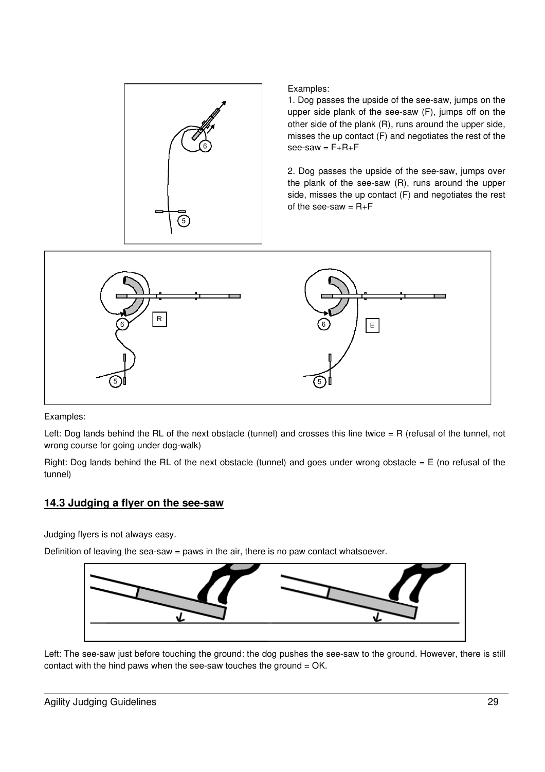Examples:

1. Dog passes the upside of the see-saw, jumps on the upper side plank of the see-saw (F), jumps off on the other side of the plank (R), runs around the upper side, misses the up contact (F) and negotiates the rest of the see-saw = F+R+F

2. Dog passes the upside of the see-saw, jumps over the plank of the see-saw (R), runs around the upper side, misses the up contact (F) and negotiates the rest of the see-saw = R+F

Examples:

Left: Dog lands behind the RL of the next obstacle (tunnel) and crosses this line twice = R (refusal of the tunnel, not wrong course for going under dog-walk)

Right: Dog lands behind the RL of the next obstacle (tunnel) and goes under wrong obstacle = E (no refusal of the tunnel)

## 14.3 Judging a flyer on the see-saw

Judging flyers is not always easy.

Definition of leaving the sea-saw = paws in the air, there is no paw contact whatsoever.

Left: The see-saw just before touching the ground: the dog pushes the see-saw to the ground. However, there is still contact with the hind paws when the see-saw touches the ground = OK.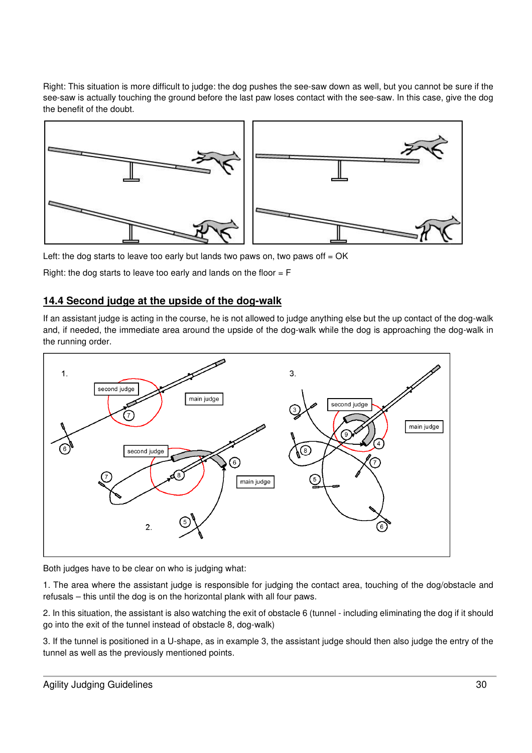Right: This situation is more difficult to judge: the dog pushes the see-saw down as well, but you cannot be sure if the see-saw is actually touching the ground before the last paw loses contact with the see-saw. In this case, give the dog the benefit of the doubt.

Left: the dog starts to leave too early but lands two paws on, two paws off = OK

Right: the dog starts to leave too early and lands on the floor = F

## 14.4 Second judge at the upside of the dog-walk

If an assistant judge is acting in the course, he is not allowed to judge anything else but the up contact of the dog-walk and, if needed, the immediate area around the upside of the dog-walk while the dog is approaching the dog-walk in the running order.

Both judges have to be clear on who is judging what:

1. The area where the assistant judge is responsible for judging the contact area, touching of the dog/obstacle and refusals – this until the dog is on the horizontal plank with all four paws.

2. In this situation, the assistant is also watching the exit of obstacle 6 (tunnel - including eliminating the dog if it should go into the exit of the tunnel instead of obstacle 8, dog-walk)

3. If the tunnel is positioned in a U-shape, as in example 3, the assistant judge should then also judge the entry of the tunnel as well as the previously mentioned points.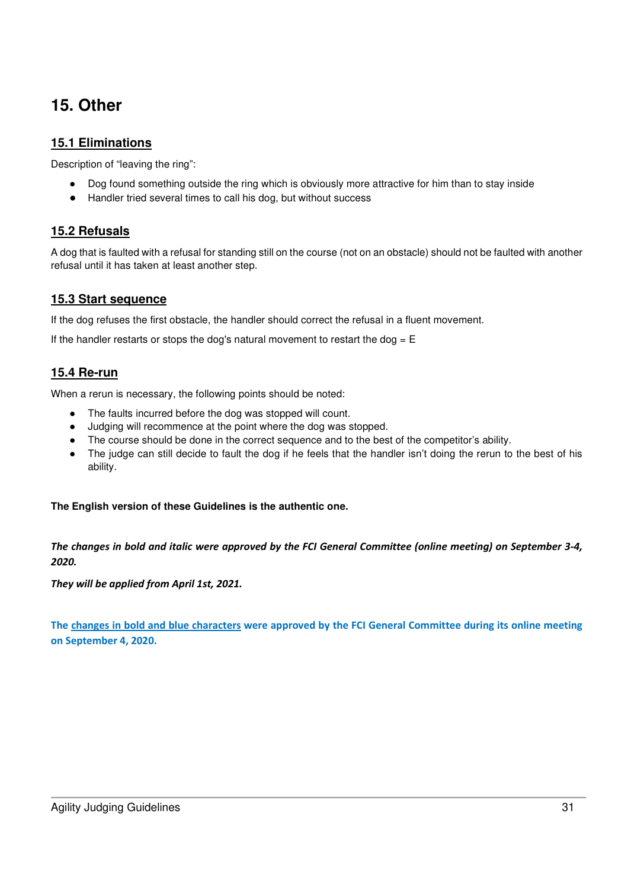# 15. Other

## 15.1 Eliminations

Description of “leaving the ring”:

- Dog found something outside the ring which is obviously more attractive for him than to stay inside
- Handler tried several times to call his dog, but without success

## 15.2 Refusals

A dog that is faulted with a refusal for standing still on the course (not on an obstacle) should not be faulted with another refusal until it has taken at least another step.

## 15.3 Start sequence

If the dog refuses the first obstacle, the handler should correct the refusal in a fluent movement.

If the handler restarts or stops the dog's natural movement to restart the dog = E

## 15.4 Re-run

When a rerun is necessary, the following points should be noted:

- The faults incurred before the dog was stopped will count.
- Judging will recommence at the point where the dog was stopped.
- The course should be done in the correct sequence and to the best of the competitor’s ability.
- The judge can still decide to fault the dog if he feels that the handler isn’t doing the rerun to the best of his ability.

**The English version of these Guidelines is the authentic one.**

***The changes in bold and italic were approved by the FCI General Committee (online meeting) on September 3-4, 2020.***

***They will be applied from April 1st, 2021.***

**The changes in bold and blue characters were approved by the FCI General Committee during its online meeting on September 4, 2020.**